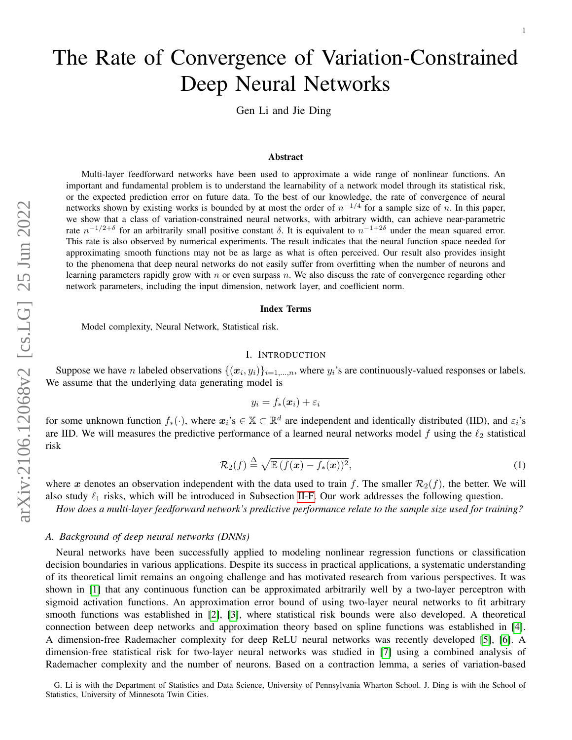# The Rate of Convergence of Variation-Constrained Deep Neural Networks

Gen Li and Jie Ding

### Abstract

Multi-layer feedforward networks have been used to approximate a wide range of nonlinear functions. An important and fundamental problem is to understand the learnability of a network model through its statistical risk, or the expected prediction error on future data. To the best of our knowledge, the rate of convergence of neural networks shown by existing works is bounded by at most the order of $n^{-1/4}$ for a sample size of $n$. In this paper, we show that a class of variation-constrained neural networks, with arbitrary width, can achieve near-parametric rate $n^{-1/2+\delta}$ for an arbitrarily small positive constant $\delta$. It is equivalent to $n^{-1+2\delta}$ under the mean squared error. This rate is also observed by numerical experiments. The result indicates that the neural function space needed for approximating smooth functions may not be as large as what is often perceived. Our result also provides insight to the phenomena that deep neural networks do not easily suffer from overfitting when the number of neurons and learning parameters rapidly grow with $n$ or even surpass $n$. We also discuss the rate of convergence regarding other network parameters, including the input dimension, network layer, and coefficient norm.

### Index Terms

Model complexity, Neural Network, Statistical risk.

## I. Introduction

Suppose we have $n$ labeled observations $\{(\boldsymbol{x}_i, y_i)\}_{i=1,\ldots,n}$, where $y_i$'s are continuously-valued responses or labels. We assume that the underlying data generating model is

$$y_i = f_*(\boldsymbol{x}_i) + \varepsilon_i$$

for some unknown function $f_*(\cdot)$, where $\boldsymbol{x}_i$'s $\in \mathbb{X} \subset \mathbb{R}^d$ are independent and identically distributed (IID), and $\varepsilon_i$'s are IID. We will measures the predictive performance of a learned neural networks model $f$ using the $\ell_2$ statistical risk

$$\mathcal{R}_2(f) \overset{\Delta}{=} \sqrt{\mathbb{E}\left(f(\boldsymbol{x}) - f_*(\boldsymbol{x})\right)^2}, \tag{1}$$

where $\boldsymbol{x}$ denotes an observation independent with the data used to train $f$. The smaller $\mathcal{R}_2(f)$, the better. We will also study $\ell_1$ risks, which will be introduced in Subsection II-F. Our work addresses the following question.

*How does a multi-layer feedforward network's predictive performance relate to the sample size used for training?*

### A. Background of deep neural networks (DNNs)

Neural networks have been successfully applied to modeling nonlinear regression functions or classification decision boundaries in various applications. Despite its success in practical applications, a systematic understanding of its theoretical limit remains an ongoing challenge and has motivated research from various perspectives. It was shown in [1] that any continuous function can be approximated arbitrarily well by a two-layer perceptron with sigmoid activation functions. An approximation error bound of using two-layer neural networks to fit arbitrary smooth functions was established in [2], [3], where statistical risk bounds were also developed. A theoretical connection between deep networks and approximation theory based on spline functions was established in [4]. A dimension-free Rademacher complexity for deep ReLU neural networks was recently developed [5], [6]. A dimension-free statistical risk for two-layer neural networks was studied in [7] using a combined analysis of Rademacher complexity and the number of neurons. Based on a contraction lemma, a series of variation-based

G. Li is with the Department of Statistics and Data Science, University of Pennsylvania Wharton School. J. Ding is with the School of Statistics, University of Minnesota Twin Cities.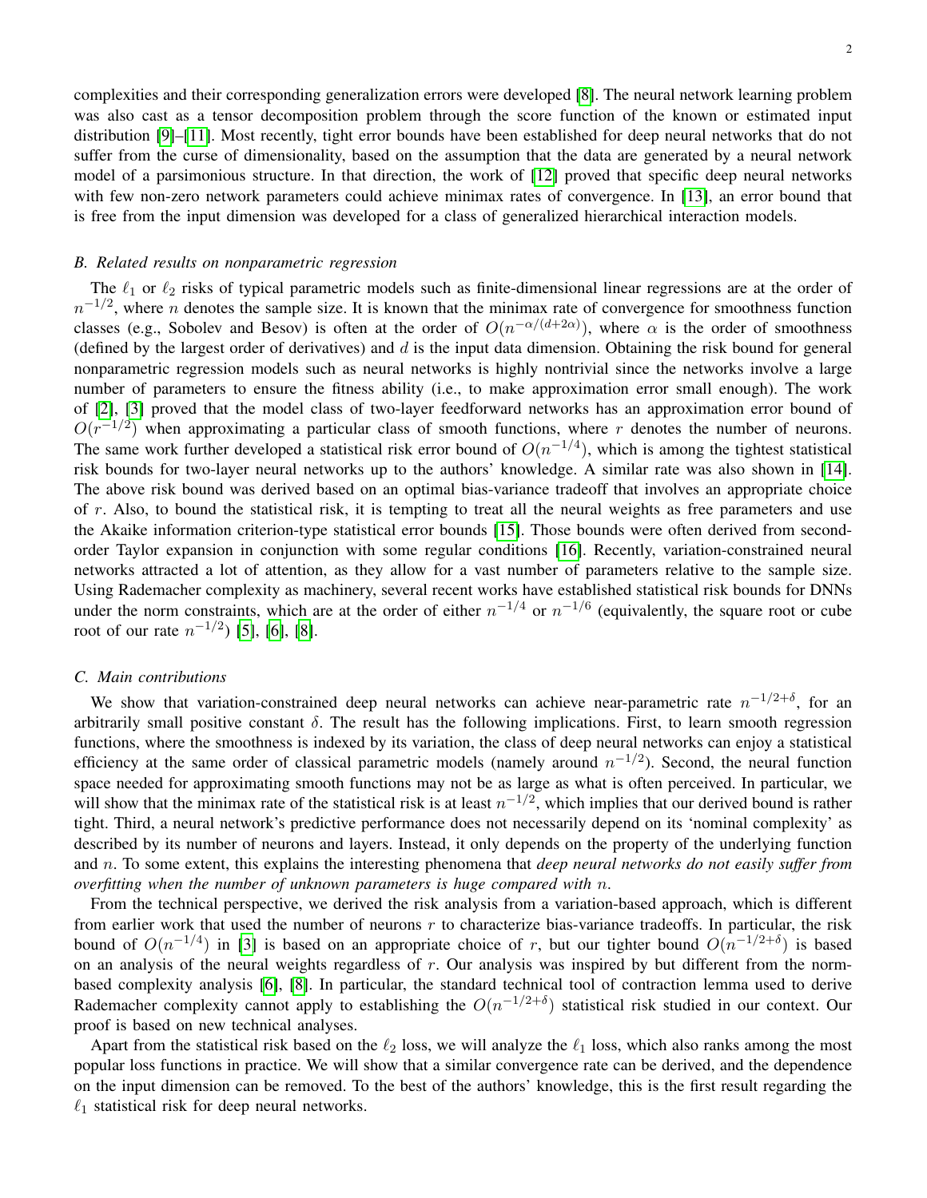complexities and their corresponding generalization errors were developed [8]. The neural network learning problem was also cast as a tensor decomposition problem through the score function of the known or estimated input distribution [9]–[11]. Most recently, tight error bounds have been established for deep neural networks that do not suffer from the curse of dimensionality, based on the assumption that the data are generated by a neural network model of a parsimonious structure. In that direction, the work of [12] proved that specific deep neural networks with few non-zero network parameters could achieve minimax rates of convergence. In [13], an error bound that is free from the input dimension was developed for a class of generalized hierarchical interaction models.

### *B. Related results on nonparametric regression*

The $\ell_1$ or $\ell_2$ risks of typical parametric models such as finite-dimensional linear regressions are at the order of $n^{-1/2}$, where $n$ denotes the sample size. It is known that the minimax rate of convergence for smoothness function classes (e.g., Sobolev and Besov) is often at the order of $O(n^{-\alpha/(d+2\alpha)})$, where $\alpha$ is the order of smoothness (defined by the largest order of derivatives) and $d$ is the input data dimension. Obtaining the risk bound for general nonparametric regression models such as neural networks is highly nontrivial since the networks involve a large number of parameters to ensure the fitness ability (i.e., to make approximation error small enough). The work of [2], [3] proved that the model class of two-layer feedforward networks has an approximation error bound of $O(r^{-1/2})$ when approximating a particular class of smooth functions, where $r$ denotes the number of neurons. The same work further developed a statistical risk error bound of $O(n^{-1/4})$, which is among the tightest statistical risk bounds for two-layer neural networks up to the authors' knowledge. A similar rate was also shown in [14]. The above risk bound was derived based on an optimal bias-variance tradeoff that involves an appropriate choice of $r$. Also, to bound the statistical risk, it is tempting to treat all the neural weights as free parameters and use the Akaike information criterion-type statistical error bounds [15]. Those bounds were often derived from second-order Taylor expansion in conjunction with some regular conditions [16]. Recently, variation-constrained neural networks attracted a lot of attention, as they allow for a vast number of parameters relative to the sample size. Using Rademacher complexity as machinery, several recent works have established statistical risk bounds for DNNs under the norm constraints, which are at the order of either $n^{-1/4}$ or $n^{-1/6}$ (equivalently, the square root or cube root of our rate $n^{-1/2}$) [5], [6], [8].

### *C. Main contributions*

We show that variation-constrained deep neural networks can achieve near-parametric rate $n^{-1/2+\delta}$, for an arbitrarily small positive constant $\delta$. The result has the following implications. First, to learn smooth regression functions, where the smoothness is indexed by its variation, the class of deep neural networks can enjoy a statistical efficiency at the same order of classical parametric models (namely around $n^{-1/2}$). Second, the neural function space needed for approximating smooth functions may not be as large as what is often perceived. In particular, we will show that the minimax rate of the statistical risk is at least $n^{-1/2}$, which implies that our derived bound is rather tight. Third, a neural network's predictive performance does not necessarily depend on its 'nominal complexity' as described by its number of neurons and layers. Instead, it only depends on the property of the underlying function and $n$. To some extent, this explains the interesting phenomena that *deep neural networks do not easily suffer from overfitting when the number of unknown parameters is huge compared with* $n$.

From the technical perspective, we derived the risk analysis from a variation-based approach, which is different from earlier work that used the number of neurons $r$ to characterize bias-variance tradeoffs. In particular, the risk bound of $O(n^{-1/4})$ in [3] is based on an appropriate choice of $r$, but our tighter bound $O(n^{-1/2+\delta})$ is based on an analysis of the neural weights regardless of $r$. Our analysis was inspired by but different from the norm-based complexity analysis [6], [8]. In particular, the standard technical tool of contraction lemma used to derive Rademacher complexity cannot apply to establishing the $O(n^{-1/2+\delta})$ statistical risk studied in our context. Our proof is based on new technical analyses.

Apart from the statistical risk based on the $\ell_2$ loss, we will analyze the $\ell_1$ loss, which also ranks among the most popular loss functions in practice. We will show that a similar convergence rate can be derived, and the dependence on the input dimension can be removed. To the best of the authors' knowledge, this is the first result regarding the $\ell_1$ statistical risk for deep neural networks.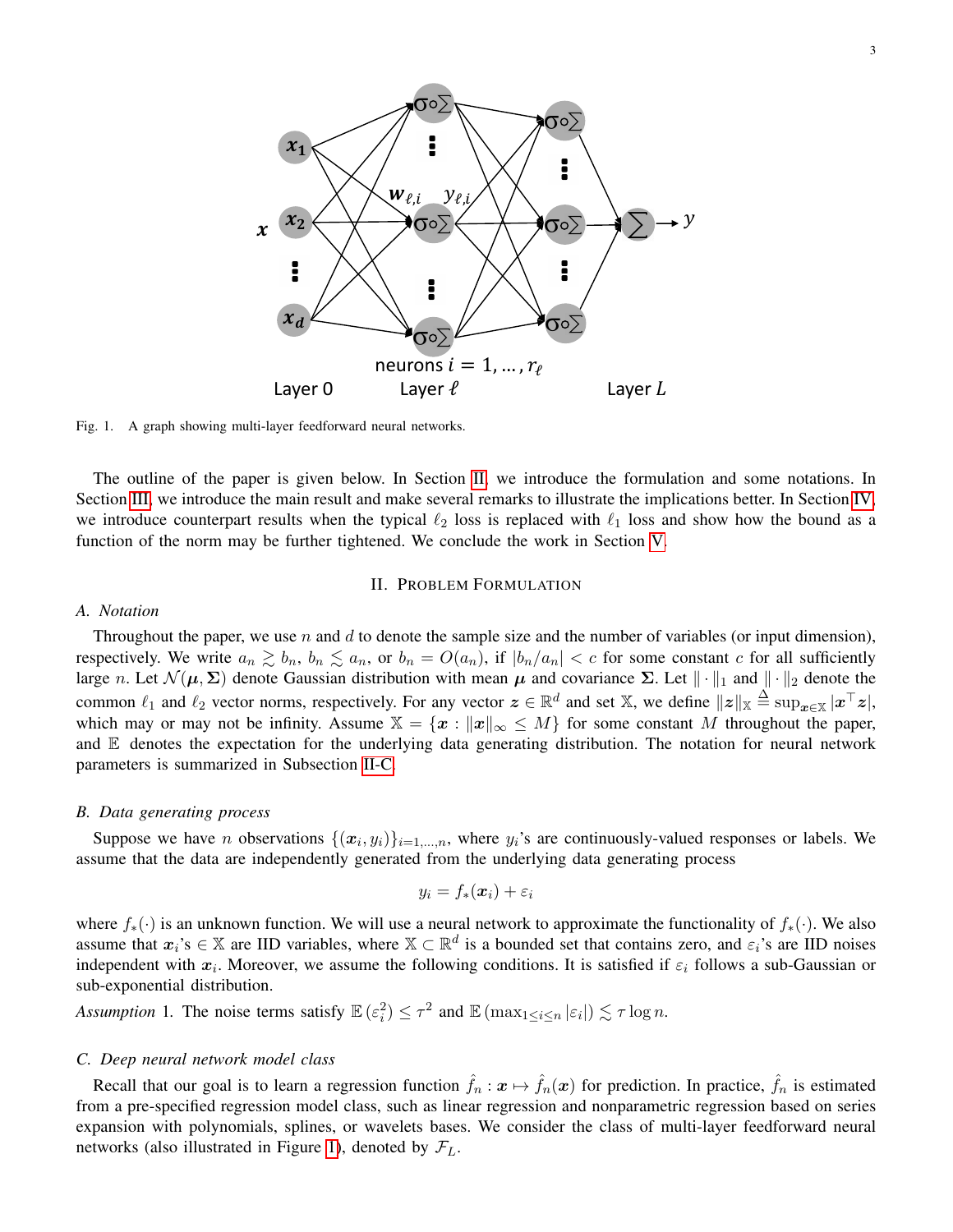Fig. 1. A graph showing multi-layer feedforward neural networks.

The outline of the paper is given below. In Section II, we introduce the formulation and some notations. In Section III, we introduce the main result and make several remarks to illustrate the implications better. In Section IV, we introduce counterpart results when the typical $\ell_2$ loss is replaced with $\ell_1$ loss and show how the bound as a function of the norm may be further tightened. We conclude the work in Section V.

## II. Problem Formulation

### A. Notation

Throughout the paper, we use $n$ and $d$ to denote the sample size and the number of variables (or input dimension), respectively. We write $a_n \gtrsim b_n$, $b_n \lesssim a_n$, or $b_n = O(a_n)$, if $|b_n/a_n| < c$ for some constant $c$ for all sufficiently large $n$. Let $\mathcal{N}(\boldsymbol{\mu}, \boldsymbol{\Sigma})$ denote Gaussian distribution with mean $\boldsymbol{\mu}$ and covariance $\boldsymbol{\Sigma}$. Let $\|\cdot\|_1$ and $\|\cdot\|_2$ denote the common $\ell_1$ and $\ell_2$ vector norms, respectively. For any vector $\boldsymbol{z} \in \mathbb{R}^d$ and set $\mathbb{X}$, we define $\|\boldsymbol{z}\|_{\mathbb{X}} \triangleq \sup_{\boldsymbol{x} \in \mathbb{X}} |\boldsymbol{x}^\top \boldsymbol{z}|$, which may or may not be infinity. Assume $\mathbb{X} = \{\boldsymbol{x} : \|\boldsymbol{x}\|_\infty \leq M\}$ for some constant $M$ throughout the paper, and $\mathbb{E}$ denotes the expectation for the underlying data generating distribution. The notation for neural network parameters is summarized in Subsection II-C.

### B. Data generating process

Suppose we have $n$ observations $\{(\boldsymbol{x}_i, y_i)\}_{i=1,\dots,n}$, where $y_i$'s are continuously-valued responses or labels. We assume that the data are independently generated from the underlying data generating process

$$y_i = f_*(\boldsymbol{x}_i) + \varepsilon_i$$

where $f_*(\cdot)$ is an unknown function. We will use a neural network to approximate the functionality of $f_*(\cdot)$. We also assume that $\boldsymbol{x}_i$'s $\in \mathbb{X}$ are IID variables, where $\mathbb{X} \subset \mathbb{R}^d$ is a bounded set that contains zero, and $\varepsilon_i$'s are IID noises independent with $\boldsymbol{x}_i$. Moreover, we assume the following conditions. It is satisfied if $\varepsilon_i$ follows a sub-Gaussian or sub-exponential distribution.

*Assumption* 1. The noise terms satisfy $\mathbb{E}(\varepsilon_i^2) \leq \tau^2$ and $\mathbb{E}(\max_{1 \leq i \leq n} |\varepsilon_i|) \lesssim \tau \log n$.

### C. Deep neural network model class

Recall that our goal is to learn a regression function $\hat{f}_n : \boldsymbol{x} \mapsto \hat{f}_n(\boldsymbol{x})$ for prediction. In practice, $\hat{f}_n$ is estimated from a pre-specified regression model class, such as linear regression and nonparametric regression based on series expansion with polynomials, splines, or wavelets bases. We consider the class of multi-layer feedforward neural networks (also illustrated in Figure 1), denoted by $\mathcal{F}_L$.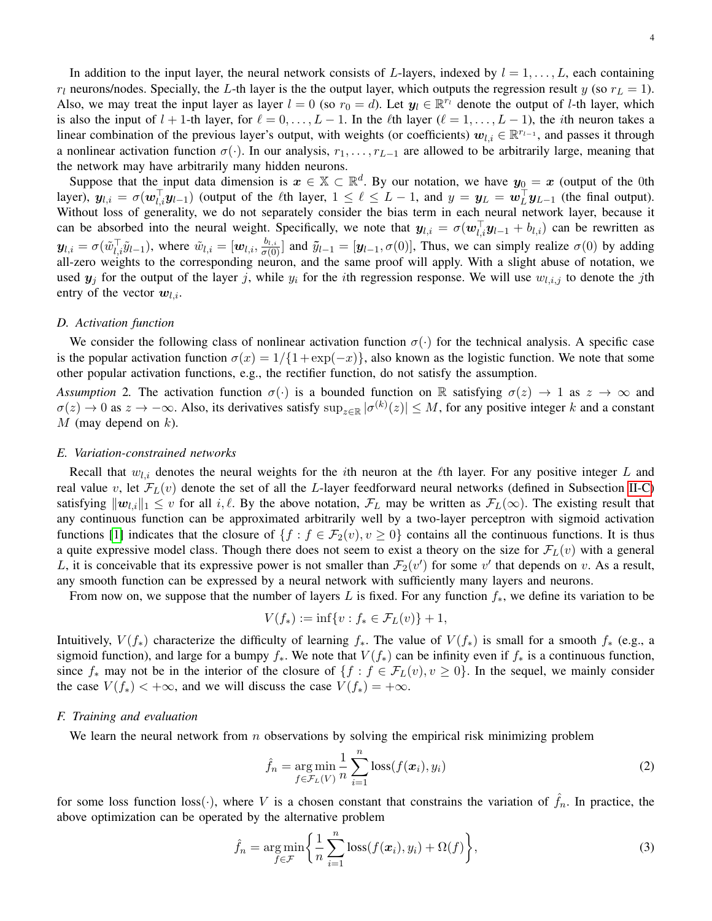In addition to the input layer, the neural network consists of $L$-layers, indexed by $l = 1, \ldots, L$, each containing $r_l$ neurons/nodes. Specially, the $L$-th layer is the the output layer, which outputs the regression result $y$ (so $r_L = 1$). Also, we may treat the input layer as layer $l = 0$ (so $r_0 = d$). Let $\boldsymbol{y}_l \in \mathbb{R}^{r_l}$ denote the output of $l$-th layer, which is also the input of $l+1$-th layer, for $\ell = 0, \ldots, L-1$. In the $\ell$th layer ($\ell = 1, \ldots, L-1$), the $i$th neuron takes a linear combination of the previous layer's output, with weights (or coefficients) $\boldsymbol{w}_{l,i} \in \mathbb{R}^{r_{l-1}}$, and passes it through a nonlinear activation function $\sigma(\cdot)$. In our analysis, $r_1, \ldots, r_{L-1}$ are allowed to be arbitrarily large, meaning that the network may have arbitrarily many hidden neurons.

Suppose that the input data dimension is $\boldsymbol{x} \in \mathbb{X} \subset \mathbb{R}^d$. By our notation, we have $\boldsymbol{y}_0 = \boldsymbol{x}$ (output of the 0th layer), $\boldsymbol{y}_{l,i} = \sigma(\boldsymbol{w}_{l,i}^\top \boldsymbol{y}_{l-1})$ (output of the $\ell$th layer, $1 \leq \ell \leq L-1$, and $y = \boldsymbol{y}_L = \boldsymbol{w}_L^\top \boldsymbol{y}_{L-1}$ (the final output). Without loss of generality, we do not separately consider the bias term in each neural network layer, because it can be absorbed into the neural weight. Specifically, we note that $\boldsymbol{y}_{l,i} = \sigma(\boldsymbol{w}_{l,i}^\top \boldsymbol{y}_{l-1} + b_{l,i})$ can be rewritten as $\boldsymbol{y}_{l,i} = \sigma(\tilde{w}_{l,i}^\top \tilde{y}_{l-1})$, where $\tilde{w}_{l,i} = [\boldsymbol{w}_{l,i}, \frac{b_{l,i}}{\sigma(0)}]$ and $\tilde{y}_{l-1} = [\boldsymbol{y}_{l-1}, \sigma(0)]$, Thus, we can simply realize $\sigma(0)$ by adding all-zero weights to the corresponding neuron, and the same proof will apply. With a slight abuse of notation, we used $\boldsymbol{y}_j$ for the output of the layer $j$, while $y_i$ for the $i$th regression response. We will use $w_{l,i,j}$ to denote the $j$th entry of the vector $\boldsymbol{w}_{l,i}$.

### D. Activation function

We consider the following class of nonlinear activation function $\sigma(\cdot)$ for the technical analysis. A specific case is the popular activation function $\sigma(x) = 1/\{1+\exp(-x)\}$, also known as the logistic function. We note that some other popular activation functions, e.g., the rectifier function, do not satisfy the assumption.

*Assumption* 2. The activation function $\sigma(\cdot)$ is a bounded function on $\mathbb{R}$ satisfying $\sigma(z) \to 1$ as $z \to \infty$ and $\sigma(z) \to 0$ as $z \to -\infty$. Also, its derivatives satisfy $\sup_{z \in \mathbb{R}} |\sigma^{(k)}(z)| \leq M$, for any positive integer $k$ and a constant $M$ (may depend on $k$).

### E. Variation-constrained networks

Recall that $w_{l,i}$ denotes the neural weights for the $i$th neuron at the $\ell$th layer. For any positive integer $L$ and real value $v$, let $\mathcal{F}_L(v)$ denote the set of all the $L$-layer feedforward neural networks (defined in Subsection II-C) satisfying $\|\boldsymbol{w}_{l,i}\|_1 \leq v$ for all $i, \ell$. By the above notation, $\mathcal{F}_L$ may be written as $\mathcal{F}_L(\infty)$. The existing result that any continuous function can be approximated arbitrarily well by a two-layer perceptron with sigmoid activation functions [1] indicates that the closure of $\{f : f \in \mathcal{F}_2(v), v \geq 0\}$ contains all the continuous functions. It is thus a quite expressive model class. Though there does not seem to exist a theory on the size for $\mathcal{F}_L(v)$ with a general $L$, it is conceivable that its expressive power is not smaller than $\mathcal{F}_2(v')$ for some $v'$ that depends on $v$. As a result, any smooth function can be expressed by a neural network with sufficiently many layers and neurons.

From now on, we suppose that the number of layers $L$ is fixed. For any function $f_*$, we define its variation to be

$$V(f_*) := \inf\{v : f_* \in \mathcal{F}_L(v)\} + 1,$$

Intuitively, $V(f_*)$ characterize the difficulty of learning $f_*$. The value of $V(f_*)$ is small for a smooth $f_*$ (e.g., a sigmoid function), and large for a bumpy $f_*$. We note that $V(f_*)$ can be infinity even if $f_*$ is a continuous function, since $f_*$ may not be in the interior of the closure of $\{f : f \in \mathcal{F}_L(v), v \geq 0\}$. In the sequel, we mainly consider the case $V(f_*) < +\infty$, and we will discuss the case $V(f_*) = +\infty$.

### F. Training and evaluation

We learn the neural network from $n$ observations by solving the empirical risk minimizing problem

$$\hat{f}_n = \operatorname*{arg\,min}_{f \in \mathcal{F}_L(V)} \frac{1}{n} \sum_{i=1}^{n} \text{loss}(f(\boldsymbol{x}_i), y_i) \tag{2}$$

for some loss function loss$(\cdot)$, where $V$ is a chosen constant that constrains the variation of $\hat{f}_n$. In practice, the above optimization can be operated by the alternative problem

$$\hat{f}_n = \operatorname*{arg\,min}_{f \in \mathcal{F}} \biggl\{ \frac{1}{n} \sum_{i=1}^{n} \text{loss}(f(\boldsymbol{x}_i), y_i) + \Omega(f) \biggr\}, \tag{3}$$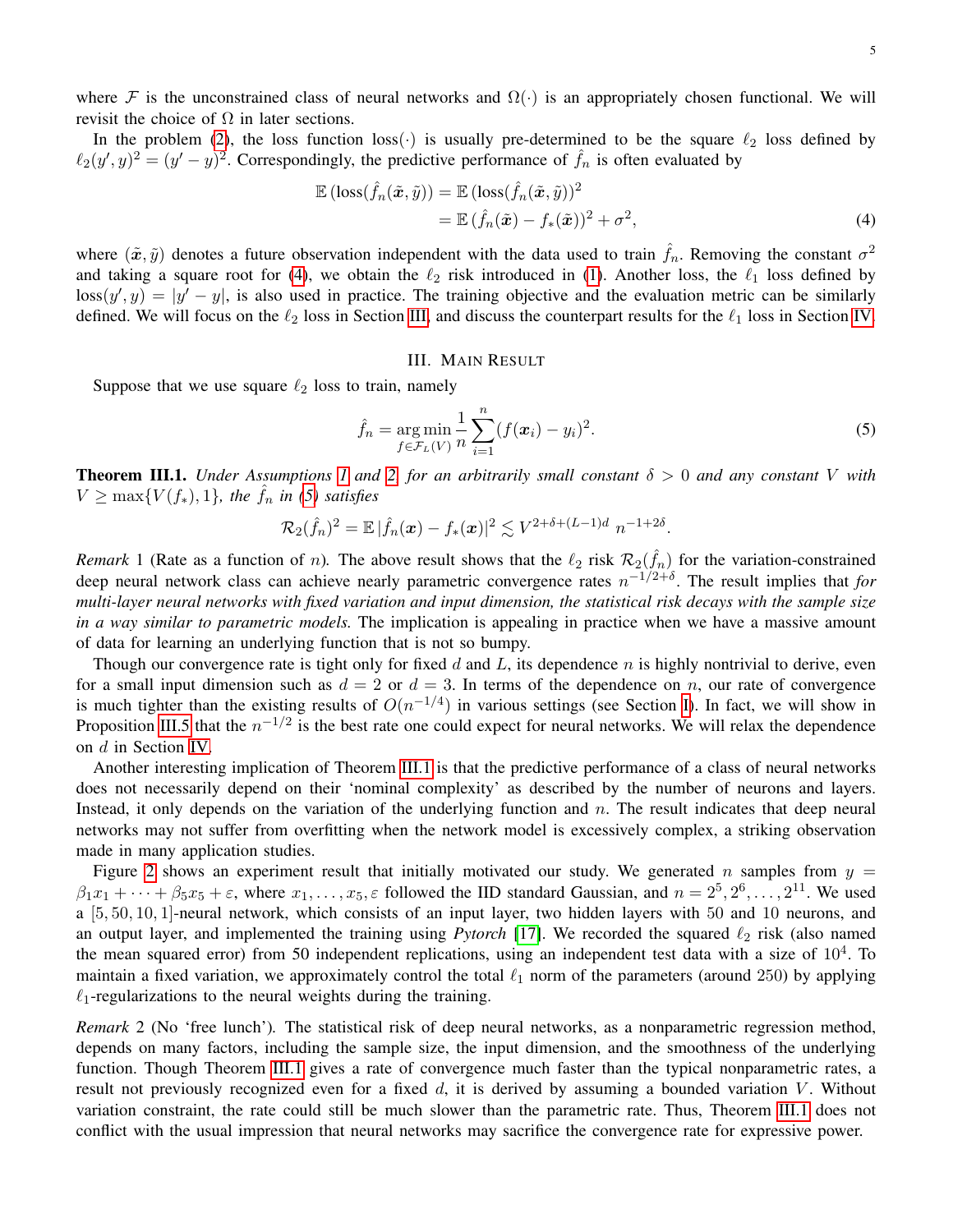where $\mathcal{F}$ is the unconstrained class of neural networks and $\Omega(\cdot)$ is an appropriately chosen functional. We will revisit the choice of $\Omega$ in later sections.

In the problem (2), the loss function loss($\cdot$) is usually pre-determined to be the square $\ell_2$ loss defined by $\ell_2(y', y)^2 = (y' - y)^2$. Correspondingly, the predictive performance of $\hat{f}_n$ is often evaluated by

$$\begin{aligned}\mathbb{E}\left(\text{loss}(\hat{f}_n(\tilde{\boldsymbol{x}}, \tilde{y})\right) &= \mathbb{E}\left(\text{loss}(\hat{f}_n(\tilde{\boldsymbol{x}}, \tilde{y})\right)^2 \\ &= \mathbb{E}\left(\hat{f}_n(\tilde{\boldsymbol{x}}) - f_*(\tilde{\boldsymbol{x}})\right)^2 + \sigma^2, \end{aligned} \tag{4}$$

where $(\tilde{\boldsymbol{x}}, \tilde{y})$ denotes a future observation independent with the data used to train $\hat{f}_n$. Removing the constant $\sigma^2$ and taking a square root for (4), we obtain the $\ell_2$ risk introduced in (1). Another loss, the $\ell_1$ loss defined by $\text{loss}(y', y) = |y' - y|$, is also used in practice. The training objective and the evaluation metric can be similarly defined. We will focus on the $\ell_2$ loss in Section III, and discuss the counterpart results for the $\ell_1$ loss in Section IV.

## III. Main Result

Suppose that we use square $\ell_2$ loss to train, namely

$$\hat{f}_n = \underset{f \in \mathcal{F}_L(V)}{\arg\min} \frac{1}{n} \sum_{i=1}^{n} (f(\boldsymbol{x}_i) - y_i)^2. \tag{5}$$

**Theorem III.1.** *Under Assumptions 1 and 2, for an arbitrarily small constant $\delta > 0$ and any constant $V$ with $V \geq \max\{V(f_*), 1\}$, the $\hat{f}_n$ in (5) satisfies*

$$\mathcal{R}_2(\hat{f}_n)^2 = \mathbb{E}\,|\hat{f}_n(\boldsymbol{x}) - f_*(\boldsymbol{x})|^2 \lesssim V^{2+\delta+(L-1)d}\ n^{-1+2\delta}.$$

*Remark* 1 (Rate as a function of $n$). The above result shows that the $\ell_2$ risk $\mathcal{R}_2(\hat{f}_n)$ for the variation-constrained deep neural network class can achieve nearly parametric convergence rates $n^{-1/2+\delta}$. The result implies that *for multi-layer neural networks with fixed variation and input dimension, the statistical risk decays with the sample size in a way similar to parametric models.* The implication is appealing in practice when we have a massive amount of data for learning an underlying function that is not so bumpy.

Though our convergence rate is tight only for fixed $d$ and $L$, its dependence $n$ is highly nontrivial to derive, even for a small input dimension such as $d = 2$ or $d = 3$. In terms of the dependence on $n$, our rate of convergence is much tighter than the existing results of $O(n^{-1/4})$ in various settings (see Section I). In fact, we will show in Proposition III.5 that the $n^{-1/2}$ is the best rate one could expect for neural networks. We will relax the dependence on $d$ in Section IV.

Another interesting implication of Theorem III.1 is that the predictive performance of a class of neural networks does not necessarily depend on their 'nominal complexity' as described by the number of neurons and layers. Instead, it only depends on the variation of the underlying function and $n$. The result indicates that deep neural networks may not suffer from overfitting when the network model is excessively complex, a striking observation made in many application studies.

Figure 2 shows an experiment result that initially motivated our study. We generated $n$ samples from $y = \beta_1 x_1 + \cdots + \beta_5 x_5 + \varepsilon$, where $x_1, \ldots, x_5, \varepsilon$ followed the IID standard Gaussian, and $n = 2^5, 2^6, \ldots, 2^{11}$. We used a $[5, 50, 10, 1]$-neural network, which consists of an input layer, two hidden layers with 50 and 10 neurons, and an output layer, and implemented the training using *Pytorch* [17]. We recorded the squared $\ell_2$ risk (also named the mean squared error) from 50 independent replications, using an independent test data with a size of $10^4$. To maintain a fixed variation, we approximately control the total $\ell_1$ norm of the parameters (around 250) by applying $\ell_1$-regularizations to the neural weights during the training.

*Remark* 2 (No 'free lunch'). The statistical risk of deep neural networks, as a nonparametric regression method, depends on many factors, including the sample size, the input dimension, and the smoothness of the underlying function. Though Theorem III.1 gives a rate of convergence much faster than the typical nonparametric rates, a result not previously recognized even for a fixed $d$, it is derived by assuming a bounded variation $V$. Without variation constraint, the rate could still be much slower than the parametric rate. Thus, Theorem III.1 does not conflict with the usual impression that neural networks may sacrifice the convergence rate for expressive power.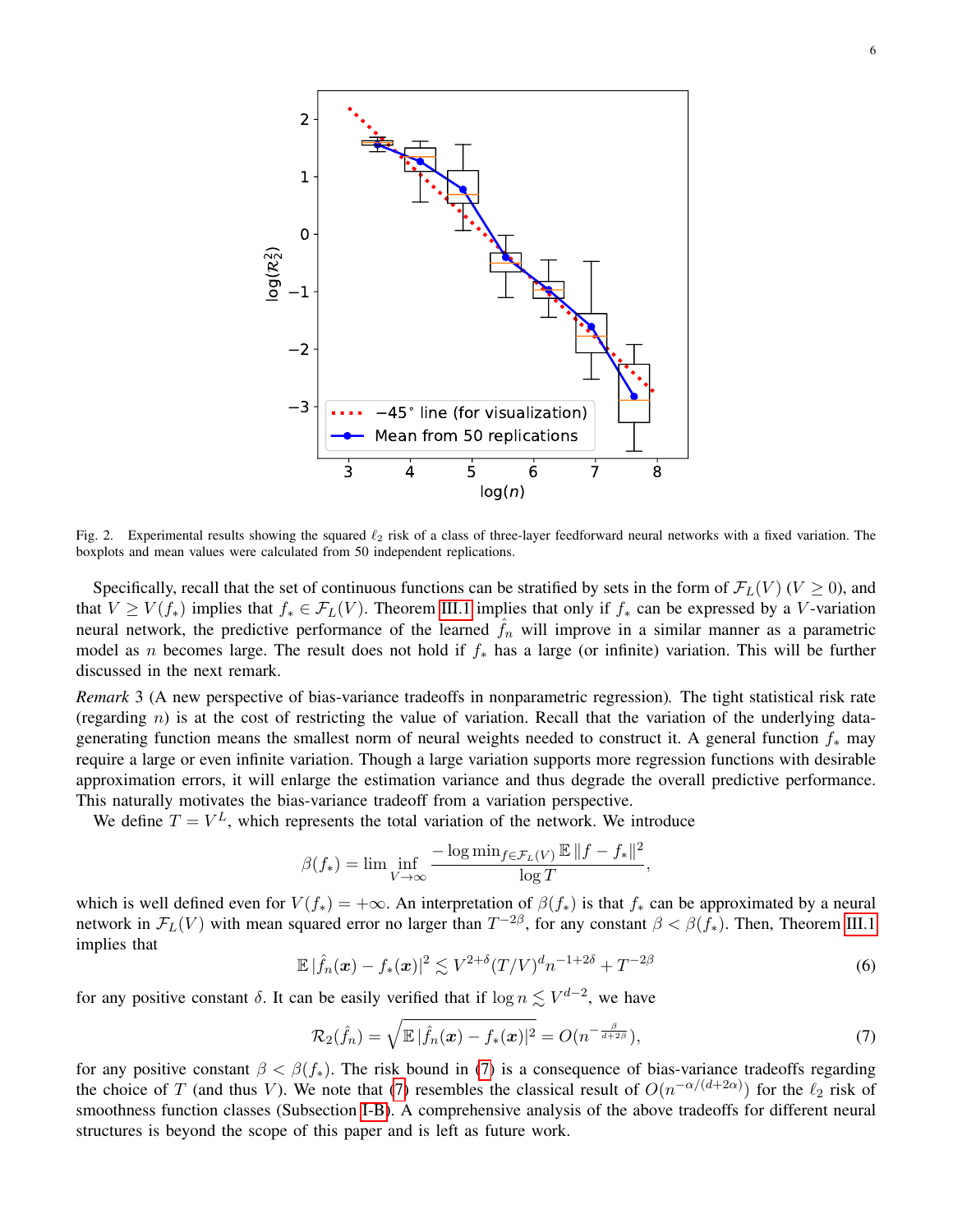Fig. 2. Experimental results showing the squared $\ell_2$ risk of a class of three-layer feedforward neural networks with a fixed variation. The boxplots and mean values were calculated from 50 independent replications.

Specifically, recall that the set of continuous functions can be stratified by sets in the form of $\mathcal{F}_L(V)$ ($V \geq 0$), and that $V \geq V(f_*)$ implies that $f_* \in \mathcal{F}_L(V)$. Theorem III.1 implies that only if $f_*$ can be expressed by a $V$-variation neural network, the predictive performance of the learned $\hat{f}_n$ will improve in a similar manner as a parametric model as $n$ becomes large. The result does not hold if $f_*$ has a large (or infinite) variation. This will be further discussed in the next remark.

*Remark* 3 (A new perspective of bias-variance tradeoffs in nonparametric regression)*.* The tight statistical risk rate (regarding $n$) is at the cost of restricting the value of variation. Recall that the variation of the underlying data-generating function means the smallest norm of neural weights needed to construct it. A general function $f_*$ may require a large or even infinite variation. Though a large variation supports more regression functions with desirable approximation errors, it will enlarge the estimation variance and thus degrade the overall predictive performance. This naturally motivates the bias-variance tradeoff from a variation perspective.

We define $T = V^L$, which represents the total variation of the network. We introduce

$$\beta(f_*) = \liminf_{V \to \infty} \frac{-\log \min_{f \in \mathcal{F}_L(V)} \mathbb{E}\,\|f - f_*\|^2}{\log T},$$

which is well defined even for $V(f_*) = +\infty$. An interpretation of $\beta(f_*)$ is that $f_*$ can be approximated by a neural network in $\mathcal{F}_L(V)$ with mean squared error no larger than $T^{-2\beta}$, for any constant $\beta < \beta(f_*)$. Then, Theorem III.1 implies that

$$\mathbb{E}\,|\hat{f}_n(\boldsymbol{x}) - f_*(\boldsymbol{x})|^2 \lesssim V^{2+\delta}(T/V)^d n^{-1+2\delta} + T^{-2\beta} \tag{6}$$

for any positive constant $\delta$. It can be easily verified that if $\log n \lesssim V^{d-2}$, we have

$$\mathcal{R}_2(\hat{f}_n) = \sqrt{\mathbb{E}\,|\hat{f}_n(\boldsymbol{x}) - f_*(\boldsymbol{x})|^2} = O(n^{-\frac{\beta}{d+2\beta}}), \tag{7}$$

for any positive constant $\beta < \beta(f_*)$. The risk bound in (7) is a consequence of bias-variance tradeoffs regarding the choice of $T$ (and thus $V$). We note that (7) resembles the classical result of $O(n^{-\alpha/(d+2\alpha)})$ for the $\ell_2$ risk of smoothness function classes (Subsection I-B). A comprehensive analysis of the above tradeoffs for different neural structures is beyond the scope of this paper and is left as future work.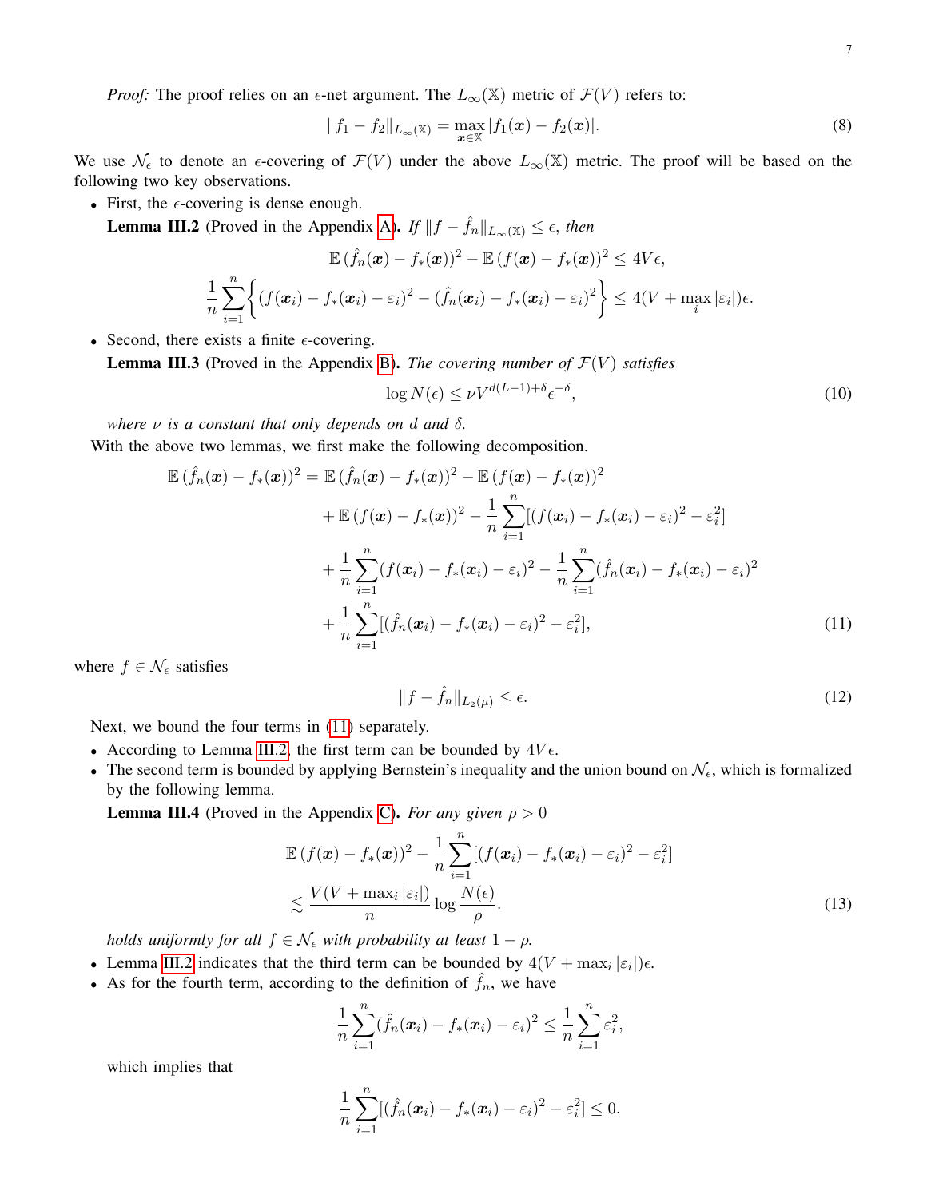*Proof:* The proof relies on an $\epsilon$-net argument. The $L_\infty(\mathbb{X})$ metric of $\mathcal{F}(V)$ refers to:

$$\|f_1 - f_2\|_{L_\infty(\mathbb{X})} = \max_{\boldsymbol{x}\in\mathbb{X}} |f_1(\boldsymbol{x}) - f_2(\boldsymbol{x})|. \tag{8}$$

We use $\mathcal{N}_\epsilon$ to denote an $\epsilon$-covering of $\mathcal{F}(V)$ under the above $L_\infty(\mathbb{X})$ metric. The proof will be based on the following two key observations.

- First, the $\epsilon$-covering is dense enough.
  **Lemma III.2** (Proved in the Appendix A)**.** *If $\|f - \hat{f}_n\|_{L_\infty(\mathbb{X})} \le \epsilon$, then*

$$\mathbb{E}\,(\hat{f}_n(\boldsymbol{x}) - f_*(\boldsymbol{x}))^2 - \mathbb{E}\,(f(\boldsymbol{x}) - f_*(\boldsymbol{x}))^2 \le 4V\epsilon,$$

$$\frac{1}{n}\sum_{i=1}^n \left\{ (f(\boldsymbol{x}_i) - f_*(\boldsymbol{x}_i) - \varepsilon_i)^2 - (\hat{f}_n(\boldsymbol{x}_i) - f_*(\boldsymbol{x}_i) - \varepsilon_i)^2 \right\} \le 4(V + \max_i |\varepsilon_i|)\epsilon.$$

- Second, there exists a finite $\epsilon$-covering.
  **Lemma III.3** (Proved in the Appendix B)**.** *The covering number of $\mathcal{F}(V)$ satisfies*

$$\log N(\epsilon) \le \nu V^{d(L-1)+\delta}\epsilon^{-\delta}, \tag{10}$$

  *where $\nu$ is a constant that only depends on $d$ and $\delta$.*

With the above two lemmas, we first make the following decomposition.

$$\begin{aligned}
\mathbb{E}\,(\hat{f}_n(\boldsymbol{x}) - f_*(\boldsymbol{x}))^2 = {} & \mathbb{E}\,(\hat{f}_n(\boldsymbol{x}) - f_*(\boldsymbol{x}))^2 - \mathbb{E}\,(f(\boldsymbol{x}) - f_*(\boldsymbol{x}))^2 \\
& + \mathbb{E}\,(f(\boldsymbol{x}) - f_*(\boldsymbol{x}))^2 - \frac{1}{n}\sum_{i=1}^n [(f(\boldsymbol{x}_i) - f_*(\boldsymbol{x}_i) - \varepsilon_i)^2 - \varepsilon_i^2] \\
& + \frac{1}{n}\sum_{i=1}^n (f(\boldsymbol{x}_i) - f_*(\boldsymbol{x}_i) - \varepsilon_i)^2 - \frac{1}{n}\sum_{i=1}^n (\hat{f}_n(\boldsymbol{x}_i) - f_*(\boldsymbol{x}_i) - \varepsilon_i)^2 \\
& + \frac{1}{n}\sum_{i=1}^n [(\hat{f}_n(\boldsymbol{x}_i) - f_*(\boldsymbol{x}_i) - \varepsilon_i)^2 - \varepsilon_i^2],
\end{aligned} \tag{11}$$

where $f \in \mathcal{N}_\epsilon$ satisfies

$$\|f - \hat{f}_n\|_{L_2(\mu)} \le \epsilon. \tag{12}$$

Next, we bound the four terms in (11) separately.

- According to Lemma III.2, the first term can be bounded by $4V\epsilon$.
- The second term is bounded by applying Bernstein's inequality and the union bound on $\mathcal{N}_\epsilon$, which is formalized by the following lemma.
  **Lemma III.4** (Proved in the Appendix C)**.** *For any given $\rho > 0$*

$$\begin{aligned}
& \mathbb{E}\,(f(\boldsymbol{x}) - f_*(\boldsymbol{x}))^2 - \frac{1}{n}\sum_{i=1}^n [(f(\boldsymbol{x}_i) - f_*(\boldsymbol{x}_i) - \varepsilon_i)^2 - \varepsilon_i^2] \\
& \lesssim \frac{V(V + \max_i |\varepsilon_i|)}{n} \log \frac{N(\epsilon)}{\rho}.
\end{aligned} \tag{13}$$

  *holds uniformly for all $f \in \mathcal{N}_\epsilon$ with probability at least $1 - \rho$.*
- Lemma III.2 indicates that the third term can be bounded by $4(V + \max_i |\varepsilon_i|)\epsilon$.
- As for the fourth term, according to the definition of $\hat{f}_n$, we have

$$\frac{1}{n}\sum_{i=1}^n (\hat{f}_n(\boldsymbol{x}_i) - f_*(\boldsymbol{x}_i) - \varepsilon_i)^2 \le \frac{1}{n}\sum_{i=1}^n \varepsilon_i^2,$$

  which implies that

$$\frac{1}{n}\sum_{i=1}^n [(\hat{f}_n(\boldsymbol{x}_i) - f_*(\boldsymbol{x}_i) - \varepsilon_i)^2 - \varepsilon_i^2] \le 0.$$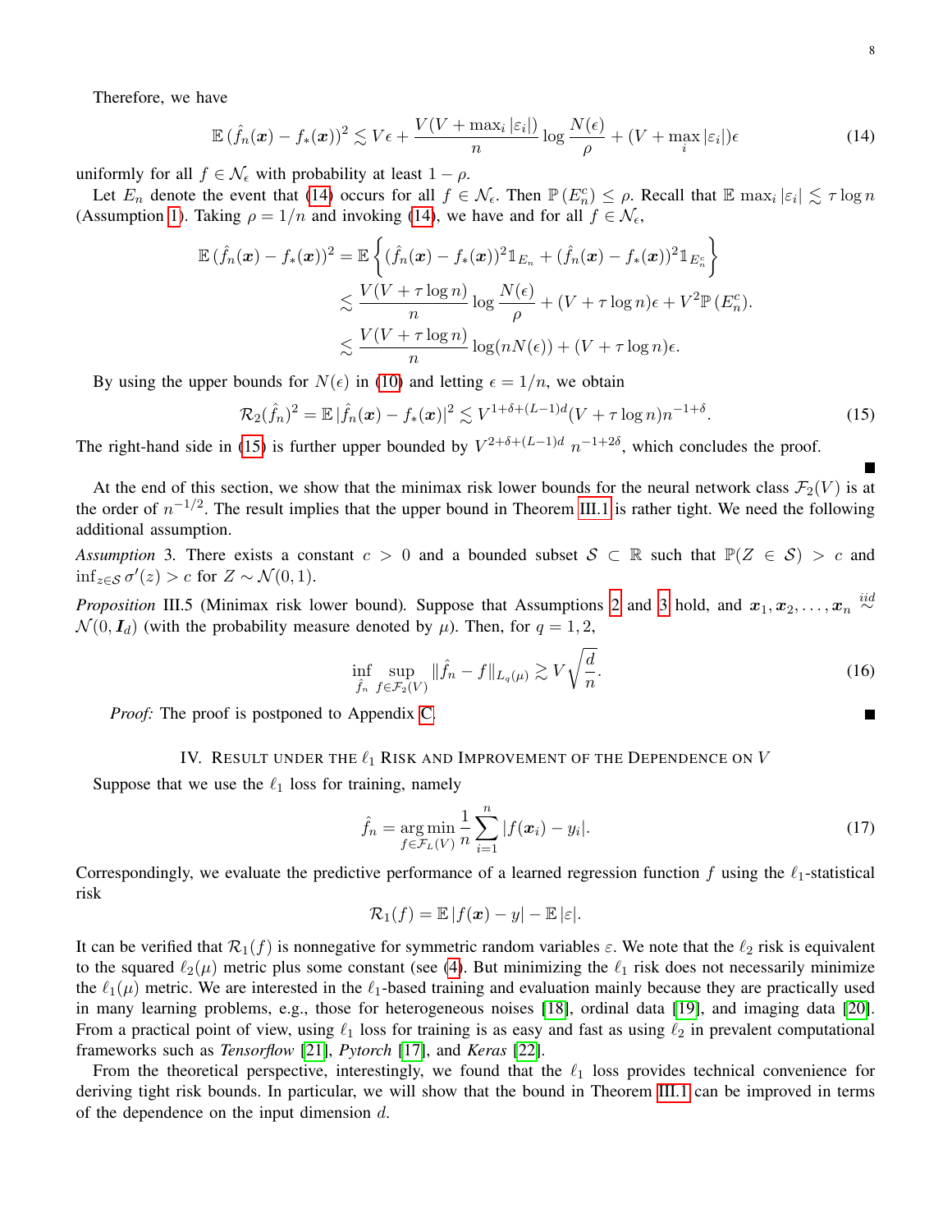Therefore, we have

$$\mathbb{E}\,(\hat{f}_n(\boldsymbol{x}) - f_*(\boldsymbol{x}))^2 \lesssim V\epsilon + \frac{V(V + \max_i |\varepsilon_i|)}{n} \log \frac{N(\epsilon)}{\rho} + (V + \max_i |\varepsilon_i|)\epsilon \tag{14}$$

uniformly for all $f \in \mathcal{N}_\epsilon$ with probability at least $1 - \rho$.

Let $E_n$ denote the event that (14) occurs for all $f \in \mathcal{N}_\epsilon$. Then $\mathbb{P}(E_n^c) \leq \rho$. Recall that $\mathbb{E} \max_i |\varepsilon_i| \lesssim \tau \log n$ (Assumption 1). Taking $\rho = 1/n$ and invoking (14), we have and for all $f \in \mathcal{N}_\epsilon$,

$$\begin{aligned}
\mathbb{E}\,(\hat{f}_n(\boldsymbol{x}) - f_*(\boldsymbol{x}))^2 &= \mathbb{E}\left\{(\hat{f}_n(\boldsymbol{x}) - f_*(\boldsymbol{x}))^2 \mathbb{1}_{E_n} + (\hat{f}_n(\boldsymbol{x}) - f_*(\boldsymbol{x}))^2 \mathbb{1}_{E_n^c}\right\} \\
&\lesssim \frac{V(V + \tau \log n)}{n} \log \frac{N(\epsilon)}{\rho} + (V + \tau \log n)\epsilon + V^2 \mathbb{P}(E_n^c). \\
&\lesssim \frac{V(V + \tau \log n)}{n} \log(nN(\epsilon)) + (V + \tau \log n)\epsilon.
\end{aligned}$$

By using the upper bounds for $N(\epsilon)$ in (10) and letting $\epsilon = 1/n$, we obtain

$$\mathcal{R}_2(\hat{f}_n)^2 = \mathbb{E}\,|\hat{f}_n(\boldsymbol{x}) - f_*(\boldsymbol{x})|^2 \lesssim V^{1+\delta+(L-1)d}(V + \tau \log n) n^{-1+\delta}. \tag{15}$$

The right-hand side in (15) is further upper bounded by $V^{2+\delta+(L-1)d}\, n^{-1+2\delta}$, which concludes the proof. ■

At the end of this section, we show that the minimax risk lower bounds for the neural network class $\mathcal{F}_2(V)$ is at the order of $n^{-1/2}$. The result implies that the upper bound in Theorem III.1 is rather tight. We need the following additional assumption.

*Assumption* 3. There exists a constant $c > 0$ and a bounded subset $\mathcal{S} \subset \mathbb{R}$ such that $\mathbb{P}(Z \in \mathcal{S}) > c$ and $\inf_{z \in \mathcal{S}} \sigma'(z) > c$ for $Z \sim \mathcal{N}(0, 1)$.

*Proposition* III.5 (Minimax risk lower bound). Suppose that Assumptions 2 and 3 hold, and $\boldsymbol{x}_1, \boldsymbol{x}_2, \ldots, \boldsymbol{x}_n \overset{iid}{\sim} \mathcal{N}(0, \boldsymbol{I}_d)$ (with the probability measure denoted by $\mu$). Then, for $q = 1, 2$,

$$\inf_{\hat{f}_n} \sup_{f \in \mathcal{F}_2(V)} \|\hat{f}_n - f\|_{L_q(\mu)} \gtrsim V\sqrt{\frac{d}{n}}. \tag{16}$$

*Proof:* The proof is postponed to Appendix C. ■

## IV. Result under the $\ell_1$ Risk and Improvement of the Dependence on $V$

Suppose that we use the $\ell_1$ loss for training, namely

$$\hat{f}_n = \underset{f \in \mathcal{F}_L(V)}{\arg\min} \frac{1}{n} \sum_{i=1}^{n} |f(\boldsymbol{x}_i) - y_i|. \tag{17}$$

Correspondingly, we evaluate the predictive performance of a learned regression function $f$ using the $\ell_1$-statistical risk

$$\mathcal{R}_1(f) = \mathbb{E}\,|f(\boldsymbol{x}) - y| - \mathbb{E}\,|\varepsilon|.$$

It can be verified that $\mathcal{R}_1(f)$ is nonnegative for symmetric random variables $\varepsilon$. We note that the $\ell_2$ risk is equivalent to the squared $\ell_2(\mu)$ metric plus some constant (see (4). But minimizing the $\ell_1$ risk does not necessarily minimize the $\ell_1(\mu)$ metric. We are interested in the $\ell_1$-based training and evaluation mainly because they are practically used in many learning problems, e.g., those for heterogeneous noises [18], ordinal data [19], and imaging data [20]. From a practical point of view, using $\ell_1$ loss for training is as easy and fast as using $\ell_2$ in prevalent computational frameworks such as *Tensorflow* [21], *Pytorch* [17], and *Keras* [22].

From the theoretical perspective, interestingly, we found that the $\ell_1$ loss provides technical convenience for deriving tight risk bounds. In particular, we will show that the bound in Theorem III.1 can be improved in terms of the dependence on the input dimension $d$.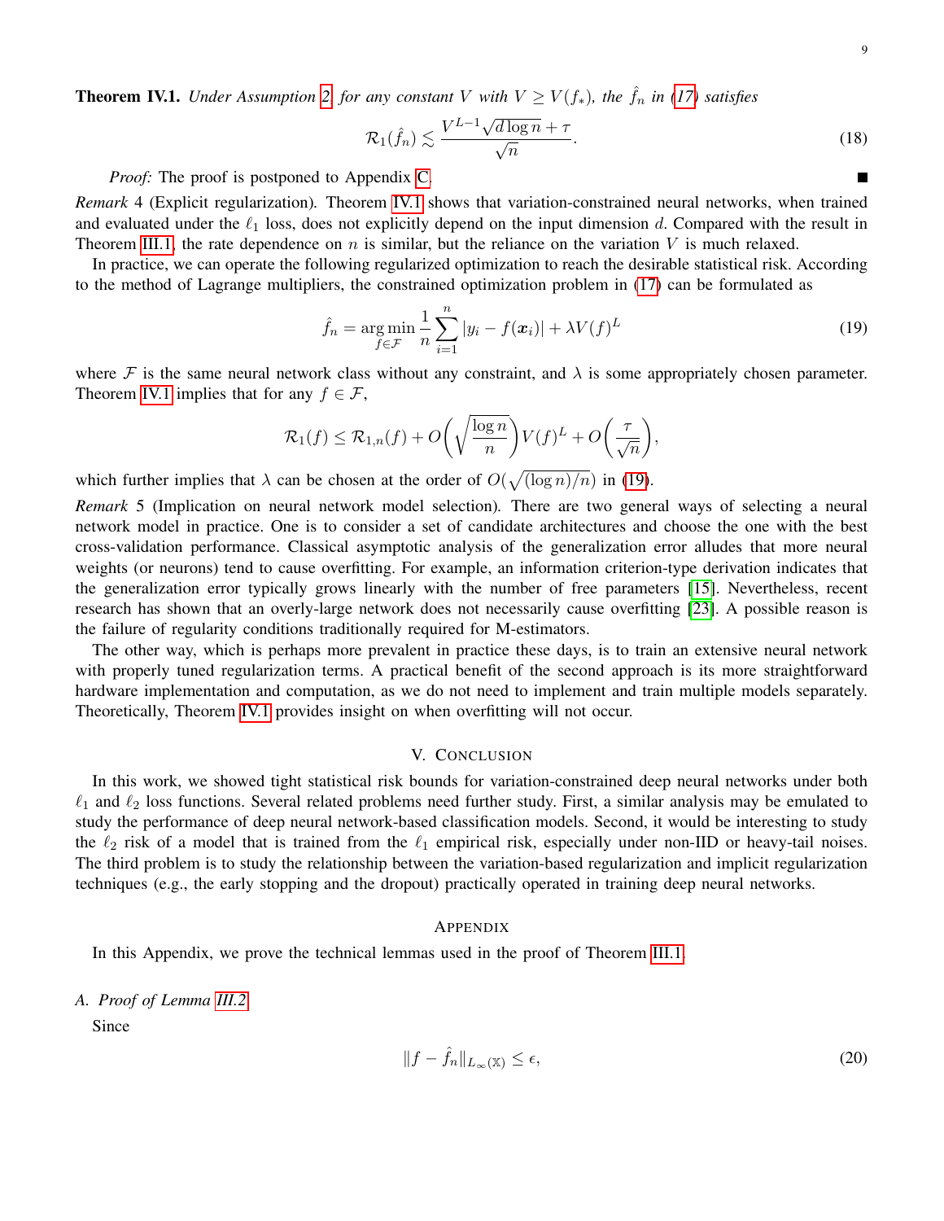**Theorem IV.1.** *Under Assumption 2, for any constant $V$ with $V \geq V(f_*)$, the $\hat{f}_n$ in (17) satisfies*

$$\mathcal{R}_1(\hat{f}_n) \lesssim \frac{V^{L-1}\sqrt{d \log n} + \tau}{\sqrt{n}}. \tag{18}$$

*Proof:* The proof is postponed to Appendix C. ∎

*Remark* 4 (Explicit regularization). Theorem IV.1 shows that variation-constrained neural networks, when trained and evaluated under the $\ell_1$ loss, does not explicitly depend on the input dimension $d$. Compared with the result in Theorem III.1, the rate dependence on $n$ is similar, but the reliance on the variation $V$ is much relaxed.

In practice, we can operate the following regularized optimization to reach the desirable statistical risk. According to the method of Lagrange multipliers, the constrained optimization problem in (17) can be formulated as

$$\hat{f}_n = \arg\min_{f \in \mathcal{F}} \frac{1}{n}\sum_{i=1}^{n} |y_i - f(\boldsymbol{x}_i)| + \lambda V(f)^L \tag{19}$$

where $\mathcal{F}$ is the same neural network class without any constraint, and $\lambda$ is some appropriately chosen parameter. Theorem IV.1 implies that for any $f \in \mathcal{F}$,

$$\mathcal{R}_1(f) \leq \mathcal{R}_{1,n}(f) + O\left(\sqrt{\frac{\log n}{n}}\right)V(f)^L + O\left(\frac{\tau}{\sqrt{n}}\right),$$

which further implies that $\lambda$ can be chosen at the order of $O(\sqrt{(\log n)/n})$ in (19).

*Remark* 5 (Implication on neural network model selection). There are two general ways of selecting a neural network model in practice. One is to consider a set of candidate architectures and choose the one with the best cross-validation performance. Classical asymptotic analysis of the generalization error alludes that more neural weights (or neurons) tend to cause overfitting. For example, an information criterion-type derivation indicates that the generalization error typically grows linearly with the number of free parameters [15]. Nevertheless, recent research has shown that an overly-large network does not necessarily cause overfitting [23]. A possible reason is the failure of regularity conditions traditionally required for M-estimators.

The other way, which is perhaps more prevalent in practice these days, is to train an extensive neural network with properly tuned regularization terms. A practical benefit of the second approach is its more straightforward hardware implementation and computation, as we do not need to implement and train multiple models separately. Theoretically, Theorem IV.1 provides insight on when overfitting will not occur.

## V. Conclusion

In this work, we showed tight statistical risk bounds for variation-constrained deep neural networks under both $\ell_1$ and $\ell_2$ loss functions. Several related problems need further study. First, a similar analysis may be emulated to study the performance of deep neural network-based classification models. Second, it would be interesting to study the $\ell_2$ risk of a model that is trained from the $\ell_1$ empirical risk, especially under non-IID or heavy-tail noises. The third problem is to study the relationship between the variation-based regularization and implicit regularization techniques (e.g., the early stopping and the dropout) practically operated in training deep neural networks.

## Appendix

In this Appendix, we prove the technical lemmas used in the proof of Theorem III.1.

### A. Proof of Lemma III.2

Since

$$\|f - \hat{f}_n\|_{L_\infty(\mathbb{X})} \leq \epsilon, \tag{20}$$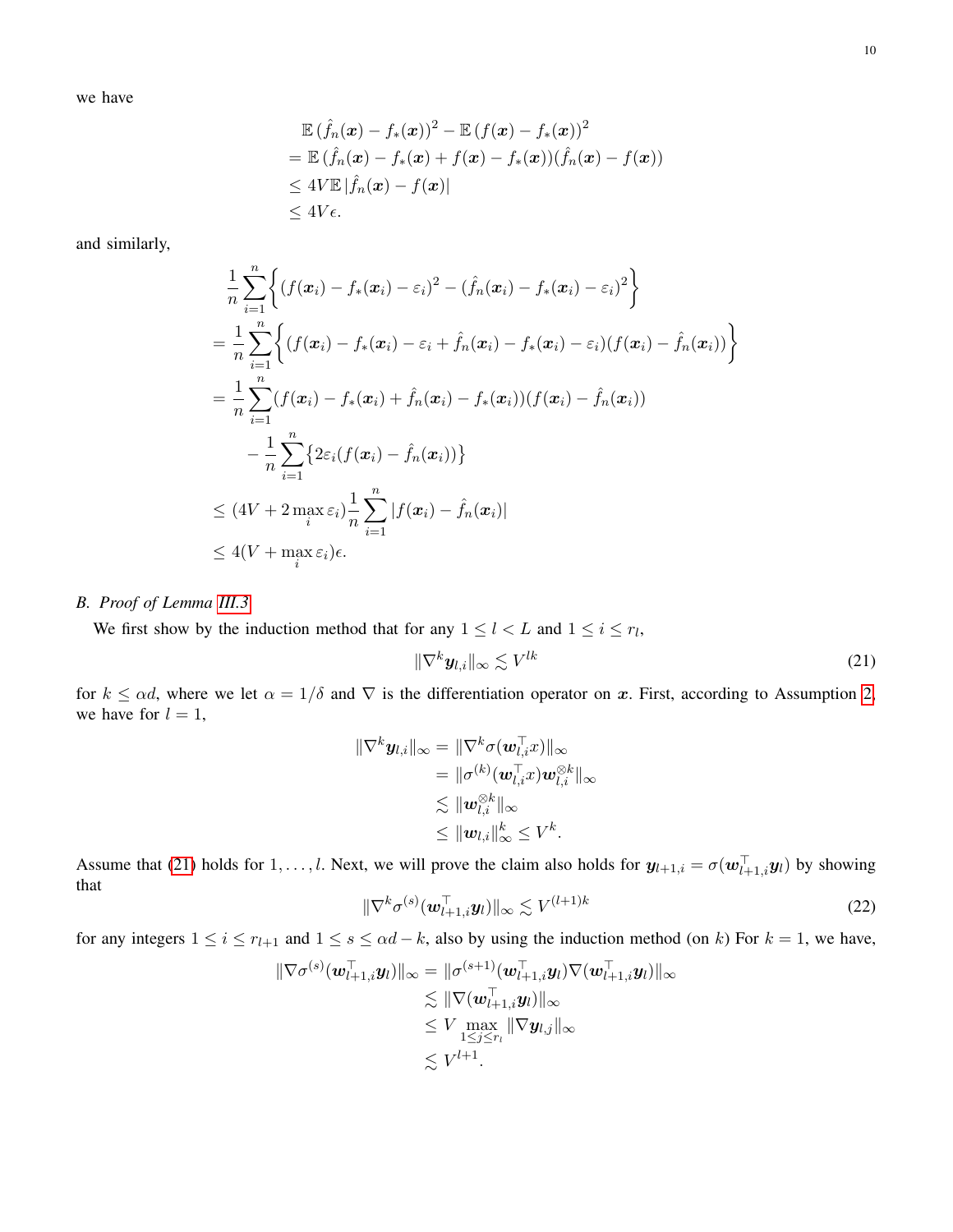we have

$$
\begin{aligned}
&\mathbb{E}\,(\hat{f}_n(\boldsymbol{x}) - f_*(\boldsymbol{x}))^2 - \mathbb{E}\,(f(\boldsymbol{x}) - f_*(\boldsymbol{x}))^2 \\
&= \mathbb{E}\,(\hat{f}_n(\boldsymbol{x}) - f_*(\boldsymbol{x}) + f(\boldsymbol{x}) - f_*(\boldsymbol{x}))(\hat{f}_n(\boldsymbol{x}) - f(\boldsymbol{x})) \\
&\le 4V\mathbb{E}\,|\hat{f}_n(\boldsymbol{x}) - f(\boldsymbol{x})| \\
&\le 4V\epsilon.
\end{aligned}
$$

and similarly,

$$
\begin{aligned}
&\frac{1}{n}\sum_{i=1}^{n}\Big\{(f(\boldsymbol{x}_i) - f_*(\boldsymbol{x}_i) - \varepsilon_i)^2 - (\hat{f}_n(\boldsymbol{x}_i) - f_*(\boldsymbol{x}_i) - \varepsilon_i)^2\Big\} \\
&= \frac{1}{n}\sum_{i=1}^{n}\Big\{(f(\boldsymbol{x}_i) - f_*(\boldsymbol{x}_i) - \varepsilon_i + \hat{f}_n(\boldsymbol{x}_i) - f_*(\boldsymbol{x}_i) - \varepsilon_i)(f(\boldsymbol{x}_i) - \hat{f}_n(\boldsymbol{x}_i))\Big\} \\
&= \frac{1}{n}\sum_{i=1}^{n}(f(\boldsymbol{x}_i) - f_*(\boldsymbol{x}_i) + \hat{f}_n(\boldsymbol{x}_i) - f_*(\boldsymbol{x}_i))(f(\boldsymbol{x}_i) - \hat{f}_n(\boldsymbol{x}_i)) \\
&\quad - \frac{1}{n}\sum_{i=1}^{n}\big\{2\varepsilon_i(f(\boldsymbol{x}_i) - \hat{f}_n(\boldsymbol{x}_i))\big\} \\
&\le (4V + 2\max_i \varepsilon_i)\frac{1}{n}\sum_{i=1}^{n}|f(\boldsymbol{x}_i) - \hat{f}_n(\boldsymbol{x}_i)| \\
&\le 4(V + \max_i \varepsilon_i)\epsilon.
\end{aligned}
$$

### *B. Proof of Lemma III.3*

We first show by the induction method that for any $1 \le l < L$ and $1 \le i \le r_l$,

$$
\|\nabla^k \boldsymbol{y}_{l,i}\|_\infty \lesssim V^{lk} \tag{21}
$$

for $k \le \alpha d$, where we let $\alpha = 1/\delta$ and $\nabla$ is the differentiation operator on $\boldsymbol{x}$. First, according to Assumption 2, we have for $l = 1$,

$$
\begin{aligned}
\|\nabla^k \boldsymbol{y}_{l,i}\|_\infty &= \|\nabla^k \sigma(\boldsymbol{w}_{l,i}^\top x)\|_\infty \\
&= \|\sigma^{(k)}(\boldsymbol{w}_{l,i}^\top x)\boldsymbol{w}_{l,i}^{\otimes k}\|_\infty \\
&\lesssim \|\boldsymbol{w}_{l,i}^{\otimes k}\|_\infty \\
&\le \|\boldsymbol{w}_{l,i}\|_\infty^k \le V^k.
\end{aligned}
$$

Assume that (21) holds for $1, \ldots, l$. Next, we will prove the claim also holds for $\boldsymbol{y}_{l+1,i} = \sigma(\boldsymbol{w}_{l+1,i}^\top \boldsymbol{y}_l)$ by showing that

$$
\|\nabla^k \sigma^{(s)}(\boldsymbol{w}_{l+1,i}^\top \boldsymbol{y}_l)\|_\infty \lesssim V^{(l+1)k} \tag{22}
$$

for any integers $1 \le i \le r_{l+1}$ and $1 \le s \le \alpha d - k$, also by using the induction method (on $k$) For $k = 1$, we have,

$$
\begin{aligned}
\|\nabla \sigma^{(s)}(\boldsymbol{w}_{l+1,i}^\top \boldsymbol{y}_l)\|_\infty &= \|\sigma^{(s+1)}(\boldsymbol{w}_{l+1,i}^\top \boldsymbol{y}_l)\nabla(\boldsymbol{w}_{l+1,i}^\top \boldsymbol{y}_l)\|_\infty \\
&\lesssim \|\nabla(\boldsymbol{w}_{l+1,i}^\top \boldsymbol{y}_l)\|_\infty \\
&\le V \max_{1 \le j \le r_l} \|\nabla \boldsymbol{y}_{l,j}\|_\infty \\
&\lesssim V^{l+1}.
\end{aligned}
$$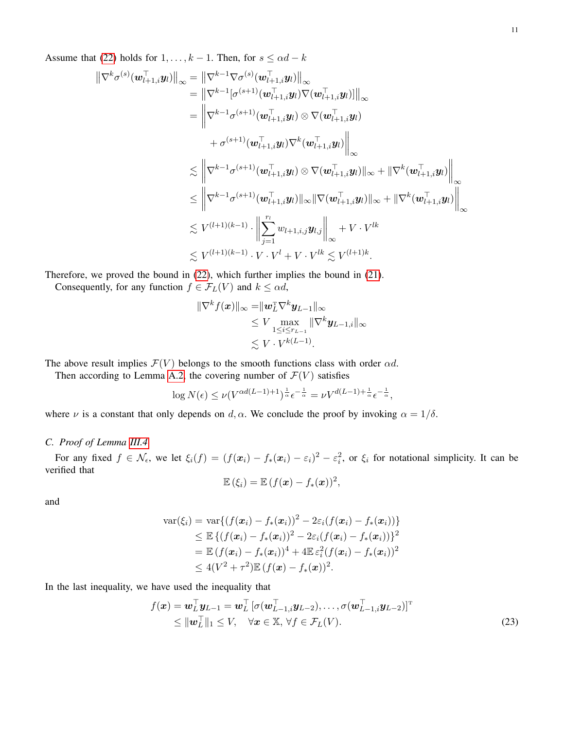Assume that (22) holds for $1, \ldots, k-1$. Then, for $s \leq \alpha d - k$

$$
\begin{aligned}
\left\|\nabla^k \sigma^{(s)}(\boldsymbol{w}_{l+1,i}^\top \boldsymbol{y}_l)\right\|_\infty &= \left\|\nabla^{k-1} \nabla \sigma^{(s)}(\boldsymbol{w}_{l+1,i}^\top \boldsymbol{y}_l)\right\|_\infty \\
&= \left\|\nabla^{k-1} [\sigma^{(s+1)}(\boldsymbol{w}_{l+1,i}^\top \boldsymbol{y}_l) \nabla (\boldsymbol{w}_{l+1,i}^\top \boldsymbol{y}_l)]\right\|_\infty \\
&= \Bigg\| \nabla^{k-1} \sigma^{(s+1)}(\boldsymbol{w}_{l+1,i}^\top \boldsymbol{y}_l) \otimes \nabla (\boldsymbol{w}_{l+1,i}^\top \boldsymbol{y}_l) \\
&\qquad + \sigma^{(s+1)}(\boldsymbol{w}_{l+1,i}^\top \boldsymbol{y}_l) \nabla^k (\boldsymbol{w}_{l+1,i}^\top \boldsymbol{y}_l) \Bigg\|_\infty \\
&\lesssim \left\| \nabla^{k-1} \sigma^{(s+1)}(\boldsymbol{w}_{l+1,i}^\top \boldsymbol{y}_l) \otimes \nabla (\boldsymbol{w}_{l+1,i}^\top \boldsymbol{y}_l) \|_\infty + \| \nabla^k (\boldsymbol{w}_{l+1,i}^\top \boldsymbol{y}_l) \right\|_\infty \\
&\leq \left\| \nabla^{k-1} \sigma^{(s+1)}(\boldsymbol{w}_{l+1,i}^\top \boldsymbol{y}_l) \|_\infty \| \nabla (\boldsymbol{w}_{l+1,i}^\top \boldsymbol{y}_l) \|_\infty + \| \nabla^k (\boldsymbol{w}_{l+1,i}^\top \boldsymbol{y}_l) \right\|_\infty \\
&\lesssim V^{(l+1)(k-1)} \cdot \left\| \sum_{j=1}^{r_l} w_{l+1,i,j} \boldsymbol{y}_{l,j} \right\|_\infty + V \cdot V^{lk} \\
&\lesssim V^{(l+1)(k-1)} \cdot V \cdot V^l + V \cdot V^{lk} \lesssim V^{(l+1)k}.
\end{aligned}
$$

Therefore, we proved the bound in (22), which further implies the bound in (21).

Consequently, for any function $f \in \mathcal{F}_L(V)$ and $k \leq \alpha d$,

$$
\begin{aligned}
\|\nabla^k f(\boldsymbol{x})\|_\infty &= \|\boldsymbol{w}_L^\mathrm{T} \nabla^k \boldsymbol{y}_{L-1}\|_\infty \\
&\leq V \max_{1 \leq i \leq r_{L-1}} \|\nabla^k \boldsymbol{y}_{L-1,i}\|_\infty \\
&\lesssim V \cdot V^{k(L-1)}.
\end{aligned}
$$

The above result implies $\mathcal{F}(V)$ belongs to the smooth functions class with order $\alpha d$.

Then according to Lemma A.2, the covering number of $\mathcal{F}(V)$ satisfies

$$
\log N(\epsilon) \leq \nu (V^{\alpha d(L-1)+1})^{\frac{1}{\alpha}} \epsilon^{-\frac{1}{\alpha}} = \nu V^{d(L-1)+\frac{1}{\alpha}} \epsilon^{-\frac{1}{\alpha}},
$$

where $\nu$ is a constant that only depends on $d, \alpha$. We conclude the proof by invoking $\alpha = 1/\delta$.

### C. Proof of Lemma III.4

For any fixed $f \in \mathcal{N}_\epsilon$, we let $\xi_i(f) = (f(\boldsymbol{x}_i) - f_*(\boldsymbol{x}_i) - \varepsilon_i)^2 - \varepsilon_i^2$, or $\xi_i$ for notational simplicity. It can be verified that

$$
\mathbb{E}(\xi_i) = \mathbb{E}(f(\boldsymbol{x}) - f_*(\boldsymbol{x}))^2,
$$

and

$$
\begin{aligned}
\mathrm{var}(\xi_i) &= \mathrm{var}\{(f(\boldsymbol{x}_i) - f_*(\boldsymbol{x}_i))^2 - 2\varepsilon_i(f(\boldsymbol{x}_i) - f_*(\boldsymbol{x}_i))\} \\
&\leq \mathbb{E}\{(f(\boldsymbol{x}_i) - f_*(\boldsymbol{x}_i))^2 - 2\varepsilon_i(f(\boldsymbol{x}_i) - f_*(\boldsymbol{x}_i))\}^2 \\
&= \mathbb{E}(f(\boldsymbol{x}_i) - f_*(\boldsymbol{x}_i))^4 + 4\mathbb{E}\,\varepsilon_i^2(f(\boldsymbol{x}_i) - f_*(\boldsymbol{x}_i))^2 \\
&\leq 4(V^2 + \tau^2)\mathbb{E}(f(\boldsymbol{x}) - f_*(\boldsymbol{x}))^2.
\end{aligned}
$$

In the last inequality, we have used the inequality that

$$
\begin{aligned}
f(\boldsymbol{x}) = \boldsymbol{w}_L^\top \boldsymbol{y}_{L-1} &= \boldsymbol{w}_L^\top [\sigma(\boldsymbol{w}_{L-1,i}^\top \boldsymbol{y}_{L-2}), \ldots, \sigma(\boldsymbol{w}_{L-1,i}^\top \boldsymbol{y}_{L-2})]^\mathrm{T} \\
&\leq \|\boldsymbol{w}_L^\top\|_1 \leq V, \quad \forall \boldsymbol{x} \in \mathbb{X}, \forall f \in \mathcal{F}_L(V).
\end{aligned} \tag{23}
$$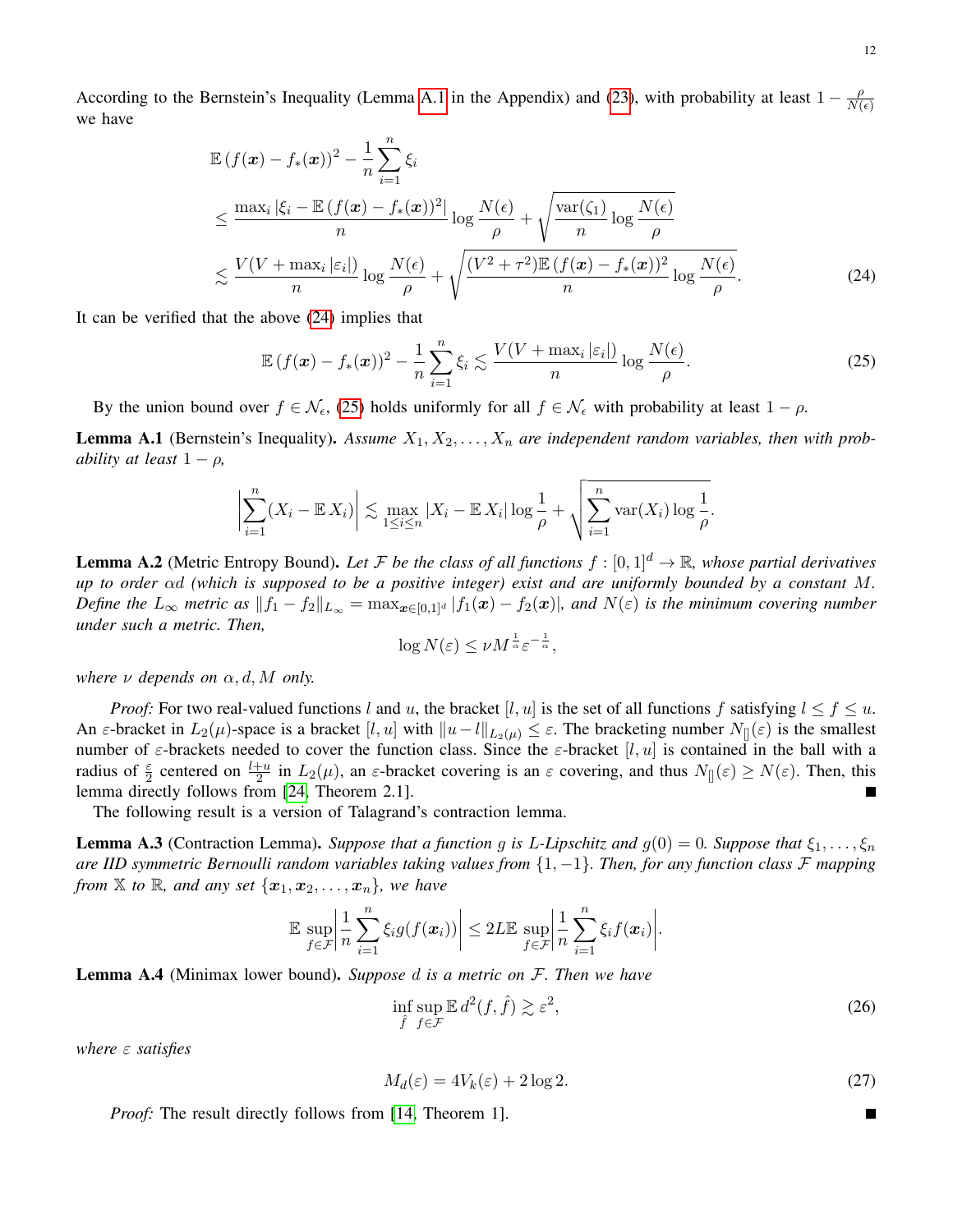According to the Bernstein's Inequality (Lemma A.1 in the Appendix) and (23), with probability at least $1 - \frac{\rho}{N(\epsilon)}$ we have

$$
\begin{aligned}
&\mathbb{E}\,(f(\boldsymbol{x}) - f_*(\boldsymbol{x}))^2 - \frac{1}{n}\sum_{i=1}^{n}\xi_i \\
&\leq \frac{\max_i |\xi_i - \mathbb{E}\,(f(\boldsymbol{x}) - f_*(\boldsymbol{x}))^2|}{n}\log\frac{N(\epsilon)}{\rho} + \sqrt{\frac{\mathrm{var}(\zeta_1)}{n}\log\frac{N(\epsilon)}{\rho}} \\
&\lesssim \frac{V(V + \max_i|\varepsilon_i|)}{n}\log\frac{N(\epsilon)}{\rho} + \sqrt{\frac{(V^2+\tau^2)\mathbb{E}\,(f(\boldsymbol{x}) - f_*(\boldsymbol{x}))^2}{n}\log\frac{N(\epsilon)}{\rho}}. \qquad (24)
\end{aligned}
$$

It can be verified that the above (24) implies that

$$
\mathbb{E}\,(f(\boldsymbol{x}) - f_*(\boldsymbol{x}))^2 - \frac{1}{n}\sum_{i=1}^{n}\xi_i \lesssim \frac{V(V + \max_i|\varepsilon_i|)}{n}\log\frac{N(\epsilon)}{\rho}. \qquad (25)
$$

By the union bound over $f \in \mathcal{N}_\epsilon$, (25) holds uniformly for all $f \in \mathcal{N}_\epsilon$ with probability at least $1-\rho$.

**Lemma A.1** (Bernstein's Inequality). *Assume $X_1, X_2, \ldots, X_n$ are independent random variables, then with probability at least $1-\rho$,*

$$
\left|\sum_{i=1}^{n}(X_i - \mathbb{E}\,X_i)\right| \lesssim \max_{1\leq i\leq n}|X_i - \mathbb{E}\,X_i|\log\frac{1}{\rho} + \sqrt{\sum_{i=1}^{n}\mathrm{var}(X_i)\log\frac{1}{\rho}}.
$$

**Lemma A.2** (Metric Entropy Bound). *Let $\mathcal{F}$ be the class of all functions $f : [0,1]^d \to \mathbb{R}$, whose partial derivatives up to order $\alpha d$ (which is supposed to be a positive integer) exist and are uniformly bounded by a constant $M$. Define the $L_\infty$ metric as $\|f_1 - f_2\|_{L_\infty} = \max_{\boldsymbol{x}\in[0,1]^d}|f_1(\boldsymbol{x}) - f_2(\boldsymbol{x})|$, and $N(\varepsilon)$ is the minimum covering number under such a metric. Then,*

$$
\log N(\varepsilon) \leq \nu M^{\frac{1}{\alpha}}\varepsilon^{-\frac{1}{\alpha}},
$$

*where $\nu$ depends on $\alpha, d, M$ only.*

*Proof:* For two real-valued functions $l$ and $u$, the bracket $[l,u]$ is the set of all functions $f$ satisfying $l \leq f \leq u$. An $\varepsilon$-bracket in $L_2(\mu)$-space is a bracket $[l,u]$ with $\|u - l\|_{L_2(\mu)} \leq \varepsilon$. The bracketing number $N_{[]}(\varepsilon)$ is the smallest number of $\varepsilon$-brackets needed to cover the function class. Since the $\varepsilon$-bracket $[l,u]$ is contained in the ball with a radius of $\frac{\varepsilon}{2}$ centered on $\frac{l+u}{2}$ in $L_2(\mu)$, an $\varepsilon$-bracket covering is an $\varepsilon$ covering, and thus $N_{[]}(\varepsilon) \geq N(\varepsilon)$. Then, this lemma directly follows from [24, Theorem 2.1]. ∎

The following result is a version of Talagrand's contraction lemma.

**Lemma A.3** (Contraction Lemma). *Suppose that a function $g$ is $L$-Lipschitz and $g(0) = 0$. Suppose that $\xi_1, \ldots, \xi_n$ are IID symmetric Bernoulli random variables taking values from $\{1, -1\}$. Then, for any function class $\mathcal{F}$ mapping from $\mathbb{X}$ to $\mathbb{R}$, and any set $\{\boldsymbol{x}_1, \boldsymbol{x}_2, \ldots, \boldsymbol{x}_n\}$, we have*

$$
\mathbb{E}\sup_{f\in\mathcal{F}}\left|\frac{1}{n}\sum_{i=1}^{n}\xi_i g(f(\boldsymbol{x}_i))\right| \leq 2L\,\mathbb{E}\sup_{f\in\mathcal{F}}\left|\frac{1}{n}\sum_{i=1}^{n}\xi_i f(\boldsymbol{x}_i)\right|.
$$

**Lemma A.4** (Minimax lower bound). *Suppose $d$ is a metric on $\mathcal{F}$. Then we have*

$$
\inf_{\hat{f}}\sup_{f\in\mathcal{F}}\mathbb{E}\,d^2(f,\hat{f}) \gtrsim \varepsilon^2, \qquad (26)
$$

*where $\varepsilon$ satisfies*

$$
M_d(\varepsilon) = 4V_k(\varepsilon) + 2\log 2. \qquad (27)
$$

*Proof:* The result directly follows from [14, Theorem 1]. ∎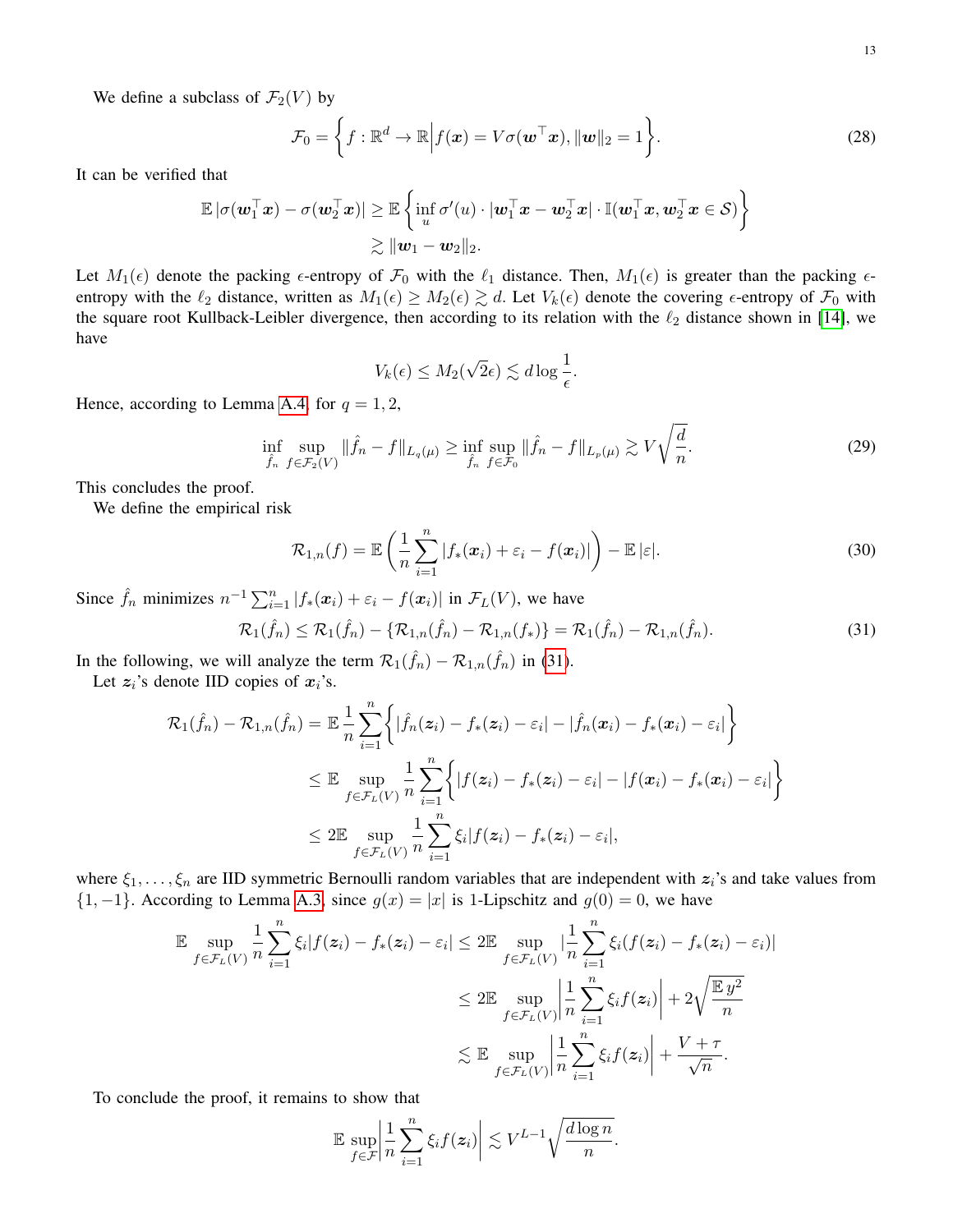We define a subclass of $\mathcal{F}_2(V)$ by

$$\mathcal{F}_0 = \left\{ f : \mathbb{R}^d \to \mathbb{R} \,\middle|\, f(\boldsymbol{x}) = V\sigma(\boldsymbol{w}^\top \boldsymbol{x}), \|\boldsymbol{w}\|_2 = 1 \right\}. \tag{28}$$

It can be verified that

$$\begin{aligned}
\mathbb{E}\,|\sigma(\boldsymbol{w}_1^\top \boldsymbol{x}) - \sigma(\boldsymbol{w}_2^\top \boldsymbol{x})| &\geq \mathbb{E}\left\{ \inf_u \sigma'(u) \cdot |\boldsymbol{w}_1^\top \boldsymbol{x} - \boldsymbol{w}_2^\top \boldsymbol{x}| \cdot \mathbb{I}(\boldsymbol{w}_1^\top \boldsymbol{x}, \boldsymbol{w}_2^\top \boldsymbol{x} \in \mathcal{S}) \right\} \\
&\gtrsim \|\boldsymbol{w}_1 - \boldsymbol{w}_2\|_2.
\end{aligned}$$

Let $M_1(\epsilon)$ denote the packing $\epsilon$-entropy of $\mathcal{F}_0$ with the $\ell_1$ distance. Then, $M_1(\epsilon)$ is greater than the packing $\epsilon$-entropy with the $\ell_2$ distance, written as $M_1(\epsilon) \geq M_2(\epsilon) \gtrsim d$. Let $V_k(\epsilon)$ denote the covering $\epsilon$-entropy of $\mathcal{F}_0$ with the square root Kullback-Leibler divergence, then according to its relation with the $\ell_2$ distance shown in [14], we have

$$V_k(\epsilon) \leq M_2(\sqrt{2}\epsilon) \lesssim d \log \frac{1}{\epsilon}.$$

Hence, according to Lemma A.4, for $q = 1, 2$,

$$\inf_{\hat{f}_n} \sup_{f \in \mathcal{F}_2(V)} \|\hat{f}_n - f\|_{L_q(\mu)} \geq \inf_{\hat{f}_n} \sup_{f \in \mathcal{F}_0} \|\hat{f}_n - f\|_{L_p(\mu)} \gtrsim V\sqrt{\frac{d}{n}}. \tag{29}$$

This concludes the proof.

We define the empirical risk

$$\mathcal{R}_{1,n}(f) = \mathbb{E}\left( \frac{1}{n} \sum_{i=1}^n |f_*(\boldsymbol{x}_i) + \varepsilon_i - f(\boldsymbol{x}_i)| \right) - \mathbb{E}\,|\varepsilon|. \tag{30}$$

Since $\hat{f}_n$ minimizes $n^{-1}\sum_{i=1}^n |f_*(\boldsymbol{x}_i) + \varepsilon_i - f(\boldsymbol{x}_i)|$ in $\mathcal{F}_L(V)$, we have

$$\mathcal{R}_1(\hat{f}_n) \leq \mathcal{R}_1(\hat{f}_n) - \{\mathcal{R}_{1,n}(\hat{f}_n) - \mathcal{R}_{1,n}(f_*)\} = \mathcal{R}_1(\hat{f}_n) - \mathcal{R}_{1,n}(\hat{f}_n). \tag{31}$$

In the following, we will analyze the term $\mathcal{R}_1(\hat{f}_n) - \mathcal{R}_{1,n}(\hat{f}_n)$ in (31).

Let $\boldsymbol{z}_i$'s denote IID copies of $\boldsymbol{x}_i$'s.

$$\begin{aligned}
\mathcal{R}_1(\hat{f}_n) - \mathcal{R}_{1,n}(\hat{f}_n) &= \mathbb{E}\frac{1}{n}\sum_{i=1}^n \left\{ |\hat{f}_n(\boldsymbol{z}_i) - f_*(\boldsymbol{z}_i) - \varepsilon_i| - |\hat{f}_n(\boldsymbol{x}_i) - f_*(\boldsymbol{x}_i) - \varepsilon_i| \right\} \\
&\leq \mathbb{E} \sup_{f \in \mathcal{F}_L(V)} \frac{1}{n}\sum_{i=1}^n \left\{ |f(\boldsymbol{z}_i) - f_*(\boldsymbol{z}_i) - \varepsilon_i| - |f(\boldsymbol{x}_i) - f_*(\boldsymbol{x}_i) - \varepsilon_i| \right\} \\
&\leq 2\mathbb{E} \sup_{f \in \mathcal{F}_L(V)} \frac{1}{n}\sum_{i=1}^n \xi_i |f(\boldsymbol{z}_i) - f_*(\boldsymbol{z}_i) - \varepsilon_i|,
\end{aligned}$$

where $\xi_1, \ldots, \xi_n$ are IID symmetric Bernoulli random variables that are independent with $\boldsymbol{z}_i$'s and take values from $\{1, -1\}$. According to Lemma A.3, since $g(x) = |x|$ is 1-Lipschitz and $g(0) = 0$, we have

$$\begin{aligned}
\mathbb{E} \sup_{f \in \mathcal{F}_L(V)} \frac{1}{n}\sum_{i=1}^n \xi_i |f(\boldsymbol{z}_i) - f_*(\boldsymbol{z}_i) - \varepsilon_i| &\leq 2\mathbb{E} \sup_{f \in \mathcal{F}_L(V)} \left|\frac{1}{n}\sum_{i=1}^n \xi_i (f(\boldsymbol{z}_i) - f_*(\boldsymbol{z}_i) - \varepsilon_i)\right| \\
&\leq 2\mathbb{E} \sup_{f \in \mathcal{F}_L(V)} \left| \frac{1}{n}\sum_{i=1}^n \xi_i f(\boldsymbol{z}_i) \right| + 2\sqrt{\frac{\mathbb{E}\, y^2}{n}} \\
&\lesssim \mathbb{E} \sup_{f \in \mathcal{F}_L(V)} \left| \frac{1}{n}\sum_{i=1}^n \xi_i f(\boldsymbol{z}_i) \right| + \frac{V + \tau}{\sqrt{n}}.
\end{aligned}$$

To conclude the proof, it remains to show that

$$\mathbb{E} \sup_{f \in \mathcal{F}} \left| \frac{1}{n}\sum_{i=1}^n \xi_i f(\boldsymbol{z}_i) \right| \lesssim V^{L-1}\sqrt{\frac{d \log n}{n}}.$$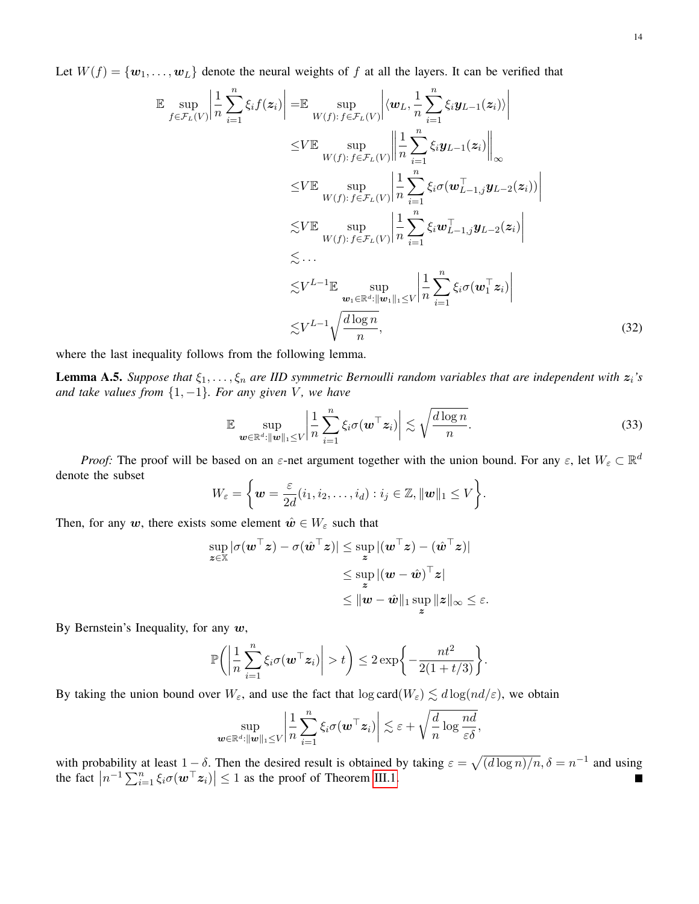Let $W(f) = \{\boldsymbol{w}_1, \dots, \boldsymbol{w}_L\}$ denote the neural weights of $f$ at all the layers. It can be verified that

$$
\begin{aligned}
\mathbb{E} \sup_{f \in \mathcal{F}_L(V)} \left| \frac{1}{n} \sum_{i=1}^n \xi_i f(\boldsymbol{z}_i) \right| =& \mathbb{E} \sup_{W(f)\colon f \in \mathcal{F}_L(V)} \left| \langle \boldsymbol{w}_L, \frac{1}{n} \sum_{i=1}^n \xi_i \boldsymbol{y}_{L-1}(\boldsymbol{z}_i) \rangle \right| \\
\leq & V \mathbb{E} \sup_{W(f)\colon f \in \mathcal{F}_L(V)} \left\| \frac{1}{n} \sum_{i=1}^n \xi_i \boldsymbol{y}_{L-1}(\boldsymbol{z}_i) \right\|_\infty \\
\leq & V \mathbb{E} \sup_{W(f)\colon f \in \mathcal{F}_L(V)} \left| \frac{1}{n} \sum_{i=1}^n \xi_i \sigma(\boldsymbol{w}_{L-1,j}^\top \boldsymbol{y}_{L-2}(\boldsymbol{z}_i)) \right| \\
\lesssim & V \mathbb{E} \sup_{W(f)\colon f \in \mathcal{F}_L(V)} \left| \frac{1}{n} \sum_{i=1}^n \xi_i \boldsymbol{w}_{L-1,j}^\top \boldsymbol{y}_{L-2}(\boldsymbol{z}_i) \right| \\
\lesssim & \cdots \\
\lesssim & V^{L-1} \mathbb{E} \sup_{\boldsymbol{w}_1 \in \mathbb{R}^d \colon \|\boldsymbol{w}_1\|_1 \leq V} \left| \frac{1}{n} \sum_{i=1}^n \xi_i \sigma(\boldsymbol{w}_1^\top \boldsymbol{z}_i) \right| \\
\lesssim & V^{L-1} \sqrt{\frac{d \log n}{n}},
\end{aligned} \tag{32}
$$

where the last inequality follows from the following lemma.

**Lemma A.5.** *Suppose that $\xi_1, \dots, \xi_n$ are IID symmetric Bernoulli random variables that are independent with $\boldsymbol{z}_i$'s and take values from $\{1, -1\}$. For any given $V$, we have*

$$
\mathbb{E} \sup_{\boldsymbol{w} \in \mathbb{R}^d \colon \|\boldsymbol{w}\|_1 \leq V} \left| \frac{1}{n} \sum_{i=1}^n \xi_i \sigma(\boldsymbol{w}^\top \boldsymbol{z}_i) \right| \lesssim \sqrt{\frac{d \log n}{n}}. \tag{33}
$$

*Proof:* The proof will be based on an $\varepsilon$-net argument together with the union bound. For any $\varepsilon$, let $W_\varepsilon \subset \mathbb{R}^d$ denote the subset

$$
W_\varepsilon = \left\{ \boldsymbol{w} = \frac{\varepsilon}{2d}(i_1, i_2, \dots, i_d) : i_j \in \mathbb{Z}, \|\boldsymbol{w}\|_1 \leq V \right\}.
$$

Then, for any $\boldsymbol{w}$, there exists some element $\hat{\boldsymbol{w}} \in W_\varepsilon$ such that

$$
\begin{aligned}
\sup_{\boldsymbol{z} \in \mathbb{X}} |\sigma(\boldsymbol{w}^\top \boldsymbol{z}) - \sigma(\hat{\boldsymbol{w}}^\top \boldsymbol{z})| &\leq \sup_{\boldsymbol{z}} |(\boldsymbol{w}^\top \boldsymbol{z}) - (\hat{\boldsymbol{w}}^\top \boldsymbol{z})| \\
&\leq \sup_{\boldsymbol{z}} |(\boldsymbol{w} - \hat{\boldsymbol{w}})^\top \boldsymbol{z}| \\
&\leq \|\boldsymbol{w} - \hat{\boldsymbol{w}}\|_1 \sup_{\boldsymbol{z}} \|\boldsymbol{z}\|_\infty \leq \varepsilon.
\end{aligned}
$$

By Bernstein's Inequality, for any $\boldsymbol{w}$,

$$
\mathbb{P}\left( \left| \frac{1}{n} \sum_{i=1}^n \xi_i \sigma(\boldsymbol{w}^\top \boldsymbol{z}_i) \right| > t \right) \leq 2 \exp\left\{ -\frac{nt^2}{2(1 + t/3)} \right\}.
$$

By taking the union bound over $W_\varepsilon$, and use the fact that $\log \mathrm{card}(W_\varepsilon) \lesssim d \log(nd/\varepsilon)$, we obtain

$$
\sup_{\boldsymbol{w} \in \mathbb{R}^d \colon \|\boldsymbol{w}\|_1 \leq V} \left| \frac{1}{n} \sum_{i=1}^n \xi_i \sigma(\boldsymbol{w}^\top \boldsymbol{z}_i) \right| \lesssim \varepsilon + \sqrt{\frac{d}{n} \log \frac{nd}{\varepsilon \delta}},
$$

with probability at least $1 - \delta$. Then the desired result is obtained by taking $\varepsilon = \sqrt{(d \log n)/n}, \delta = n^{-1}$ and using the fact $\left| n^{-1} \sum_{i=1}^n \xi_i \sigma(\boldsymbol{w}^\top \boldsymbol{z}_i) \right| \leq 1$ as the proof of Theorem III.1. ■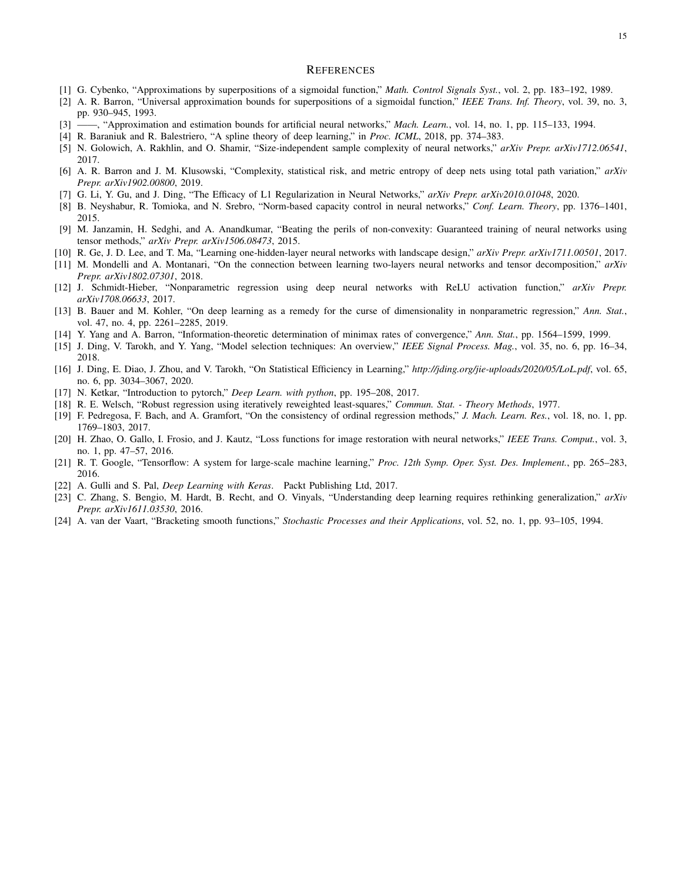# REFERENCES

[1] G. Cybenko, "Approximations by superpositions of a sigmoidal function," *Math. Control Signals Syst.*, vol. 2, pp. 183–192, 1989.

[2] A. R. Barron, "Universal approximation bounds for superpositions of a sigmoidal function," *IEEE Trans. Inf. Theory*, vol. 39, no. 3, pp. 930–945, 1993.

[3] ——, "Approximation and estimation bounds for artificial neural networks," *Mach. Learn.*, vol. 14, no. 1, pp. 115–133, 1994.

[4] R. Baraniuk and R. Balestriero, "A spline theory of deep learning," in *Proc. ICML*, 2018, pp. 374–383.

[5] N. Golowich, A. Rakhlin, and O. Shamir, "Size-independent sample complexity of neural networks," *arXiv Prepr. arXiv1712.06541*, 2017.

[6] A. R. Barron and J. M. Klusowski, "Complexity, statistical risk, and metric entropy of deep nets using total path variation," *arXiv Prepr. arXiv1902.00800*, 2019.

[7] G. Li, Y. Gu, and J. Ding, "The Efficacy of L1 Regularization in Neural Networks," *arXiv Prepr. arXiv2010.01048*, 2020.

[8] B. Neyshabur, R. Tomioka, and N. Srebro, "Norm-based capacity control in neural networks," *Conf. Learn. Theory*, pp. 1376–1401, 2015.

[9] M. Janzamin, H. Sedghi, and A. Anandkumar, "Beating the perils of non-convexity: Guaranteed training of neural networks using tensor methods," *arXiv Prepr. arXiv1506.08473*, 2015.

[10] R. Ge, J. D. Lee, and T. Ma, "Learning one-hidden-layer neural networks with landscape design," *arXiv Prepr. arXiv1711.00501*, 2017.

[11] M. Mondelli and A. Montanari, "On the connection between learning two-layers neural networks and tensor decomposition," *arXiv Prepr. arXiv1802.07301*, 2018.

[12] J. Schmidt-Hieber, "Nonparametric regression using deep neural networks with ReLU activation function," *arXiv Prepr. arXiv1708.06633*, 2017.

[13] B. Bauer and M. Kohler, "On deep learning as a remedy for the curse of dimensionality in nonparametric regression," *Ann. Stat.*, vol. 47, no. 4, pp. 2261–2285, 2019.

[14] Y. Yang and A. Barron, "Information-theoretic determination of minimax rates of convergence," *Ann. Stat.*, pp. 1564–1599, 1999.

[15] J. Ding, V. Tarokh, and Y. Yang, "Model selection techniques: An overview," *IEEE Signal Process. Mag.*, vol. 35, no. 6, pp. 16–34, 2018.

[16] J. Ding, E. Diao, J. Zhou, and V. Tarokh, "On Statistical Efficiency in Learning," *http://jding.org/jie-uploads/2020/05/LoL.pdf*, vol. 65, no. 6, pp. 3034–3067, 2020.

[17] N. Ketkar, "Introduction to pytorch," *Deep Learn. with python*, pp. 195–208, 2017.

[18] R. E. Welsch, "Robust regression using iteratively reweighted least-squares," *Commun. Stat. - Theory Methods*, 1977.

[19] F. Pedregosa, F. Bach, and A. Gramfort, "On the consistency of ordinal regression methods," *J. Mach. Learn. Res.*, vol. 18, no. 1, pp. 1769–1803, 2017.

[20] H. Zhao, O. Gallo, I. Frosio, and J. Kautz, "Loss functions for image restoration with neural networks," *IEEE Trans. Comput.*, vol. 3, no. 1, pp. 47–57, 2016.

[21] R. T. Google, "Tensorflow: A system for large-scale machine learning," *Proc. 12th Symp. Oper. Syst. Des. Implement.*, pp. 265–283, 2016.

[22] A. Gulli and S. Pal, *Deep Learning with Keras*. Packt Publishing Ltd, 2017.

[23] C. Zhang, S. Bengio, M. Hardt, B. Recht, and O. Vinyals, "Understanding deep learning requires rethinking generalization," *arXiv Prepr. arXiv1611.03530*, 2016.

[24] A. van der Vaart, "Bracketing smooth functions," *Stochastic Processes and their Applications*, vol. 52, no. 1, pp. 93–105, 1994.